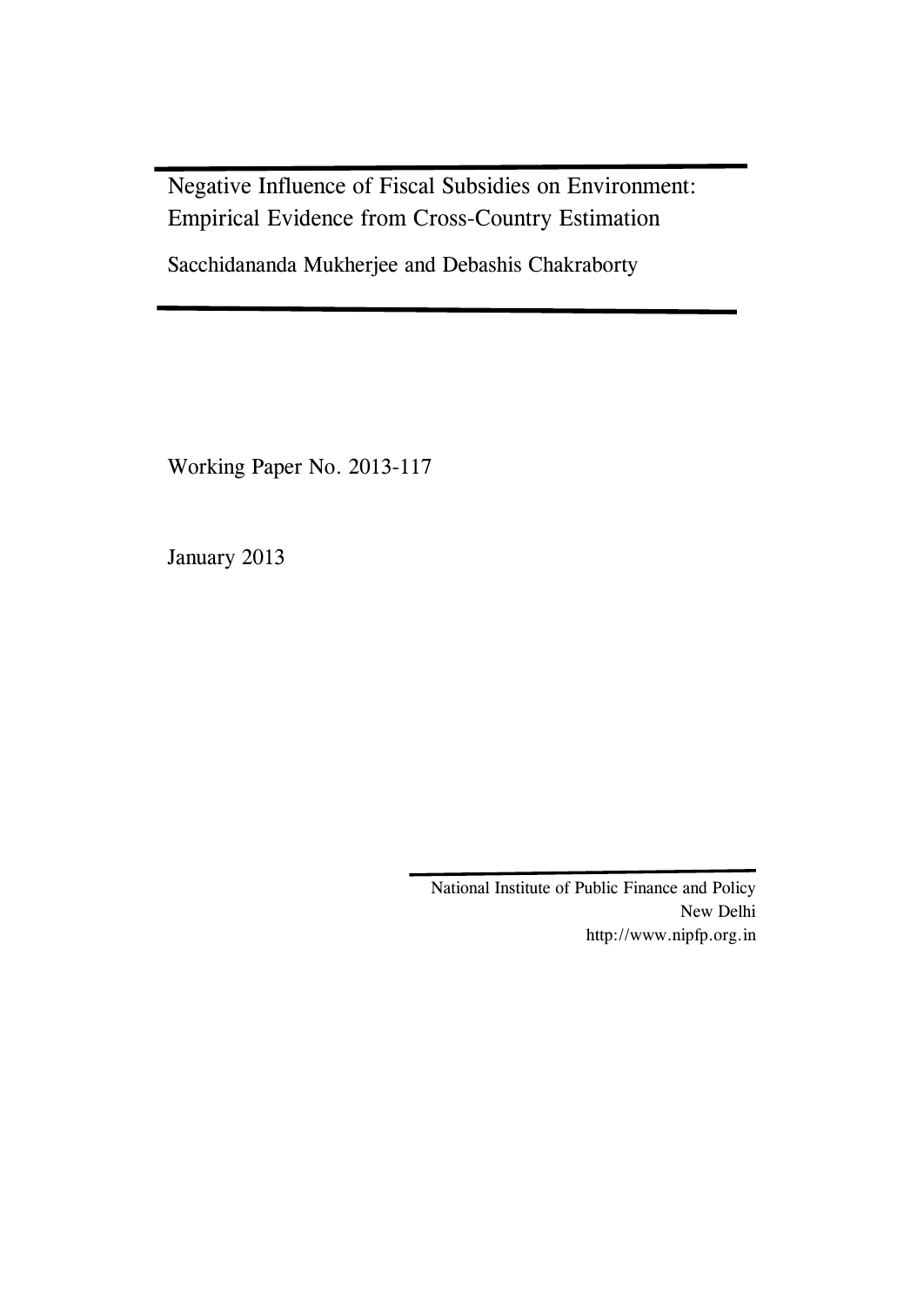# Negative Influence of Fiscal Subsidies on Environment: Empirical Evidence from Cross-Country Estimation

Sacchidananda Mukherjee and Debashis Chakraborty

Working Paper No. 2013-117

January 2013

National Institute of Public Finance and Policy
New Delhi
http://www.nipfp.org.in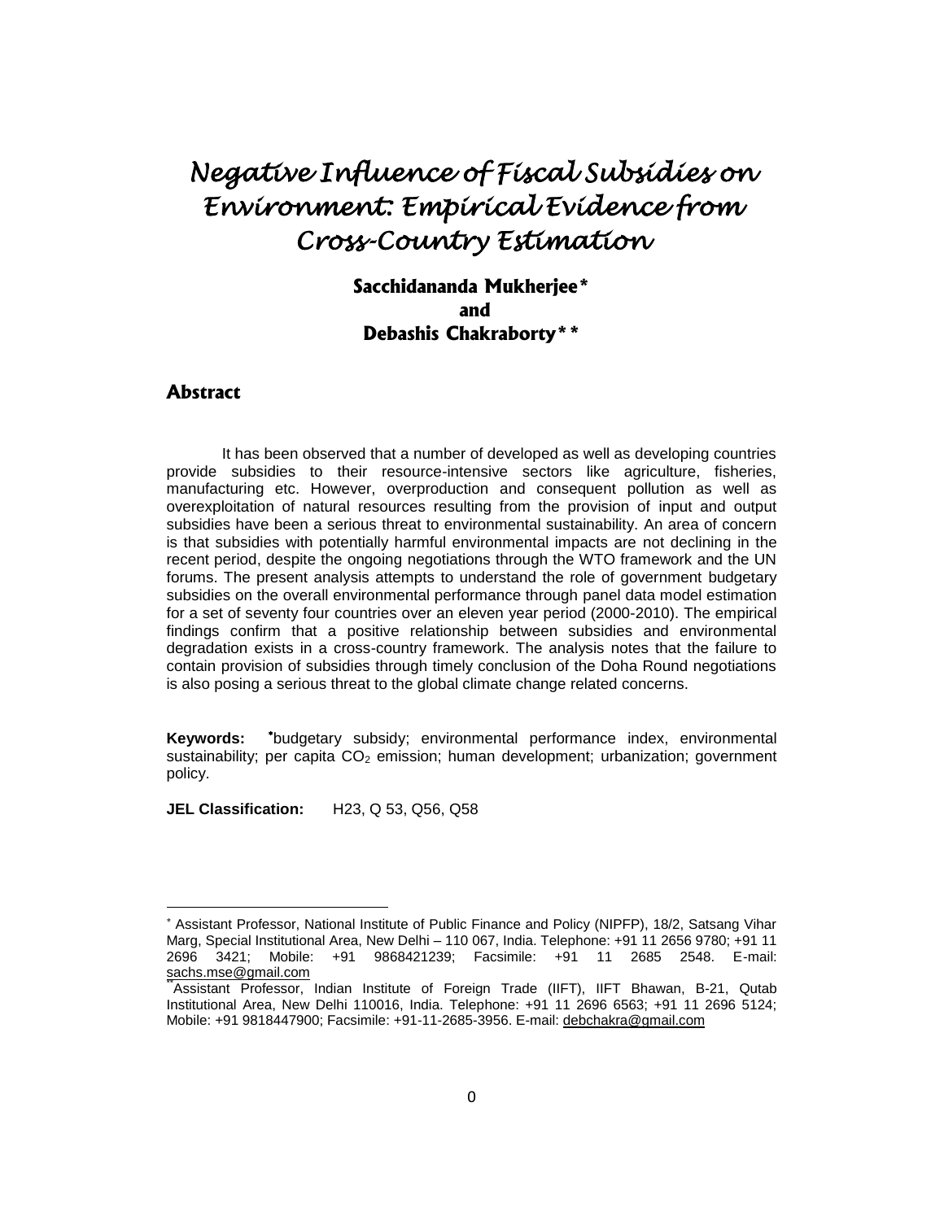# *Negative Influence of Fiscal Subsidies on Environment: Empirical Evidence from Cross-Country Estimation*

**Sacchidananda Mukherjee***
**and**
**Debashis Chakraborty****

## Abstract

It has been observed that a number of developed as well as developing countries provide subsidies to their resource-intensive sectors like agriculture, fisheries, manufacturing etc. However, overproduction and consequent pollution as well as overexploitation of natural resources resulting from the provision of input and output subsidies have been a serious threat to environmental sustainability. An area of concern is that subsidies with potentially harmful environmental impacts are not declining in the recent period, despite the ongoing negotiations through the WTO framework and the UN forums. The present analysis attempts to understand the role of government budgetary subsidies on the overall environmental performance through panel data model estimation for a set of seventy four countries over an eleven year period (2000-2010). The empirical findings confirm that a positive relationship between subsidies and environmental degradation exists in a cross-country framework. The analysis notes that the failure to contain provision of subsidies through timely conclusion of the Doha Round negotiations is also posing a serious threat to the global climate change related concerns.

**Keywords:** *budgetary subsidy; environmental performance index, environmental sustainability; per capita $CO_2$ emission; human development; urbanization; government policy.

**JEL Classification:** H23, Q 53, Q56, Q58

---

* Assistant Professor, National Institute of Public Finance and Policy (NIPFP), 18/2, Satsang Vihar Marg, Special Institutional Area, New Delhi – 110 067, India. Telephone: +91 11 2656 9780; +91 11 2696 3421; Mobile: +91 9868421239; Facsimile: +91 11 2685 2548. E-mail: sachs.mse@gmail.com

** Assistant Professor, Indian Institute of Foreign Trade (IIFT), IIFT Bhawan, B-21, Qutab Institutional Area, New Delhi 110016, India. Telephone: +91 11 2696 6563; +91 11 2696 5124; Mobile: +91 9818447900; Facsimile: +91-11-2685-3956. E-mail: debchakra@gmail.com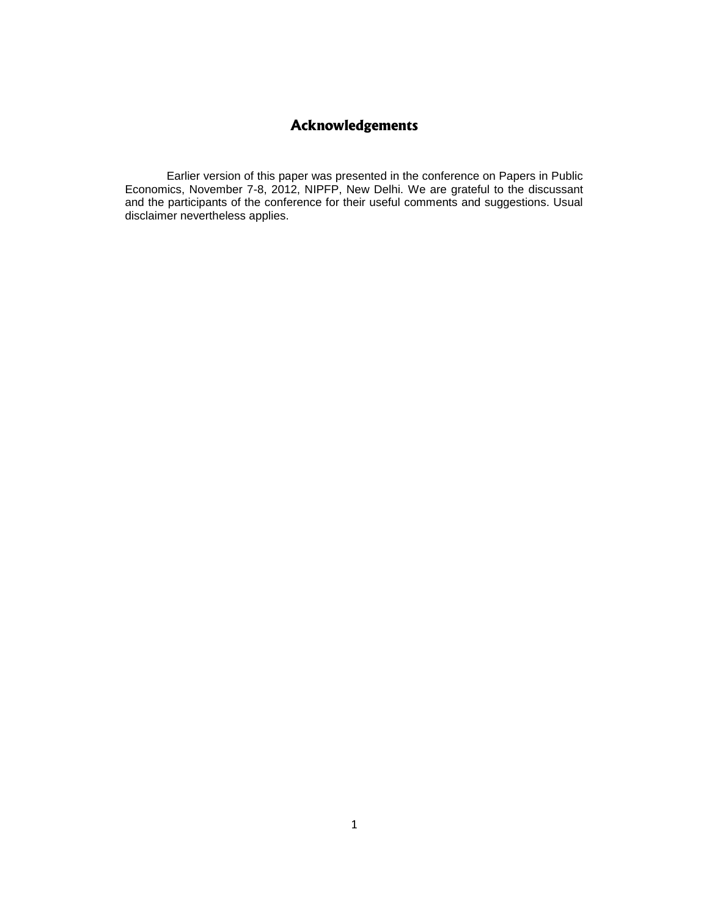## Acknowledgements

Earlier version of this paper was presented in the conference on Papers in Public Economics, November 7-8, 2012, NIPFP, New Delhi. We are grateful to the discussant and the participants of the conference for their useful comments and suggestions. Usual disclaimer nevertheless applies.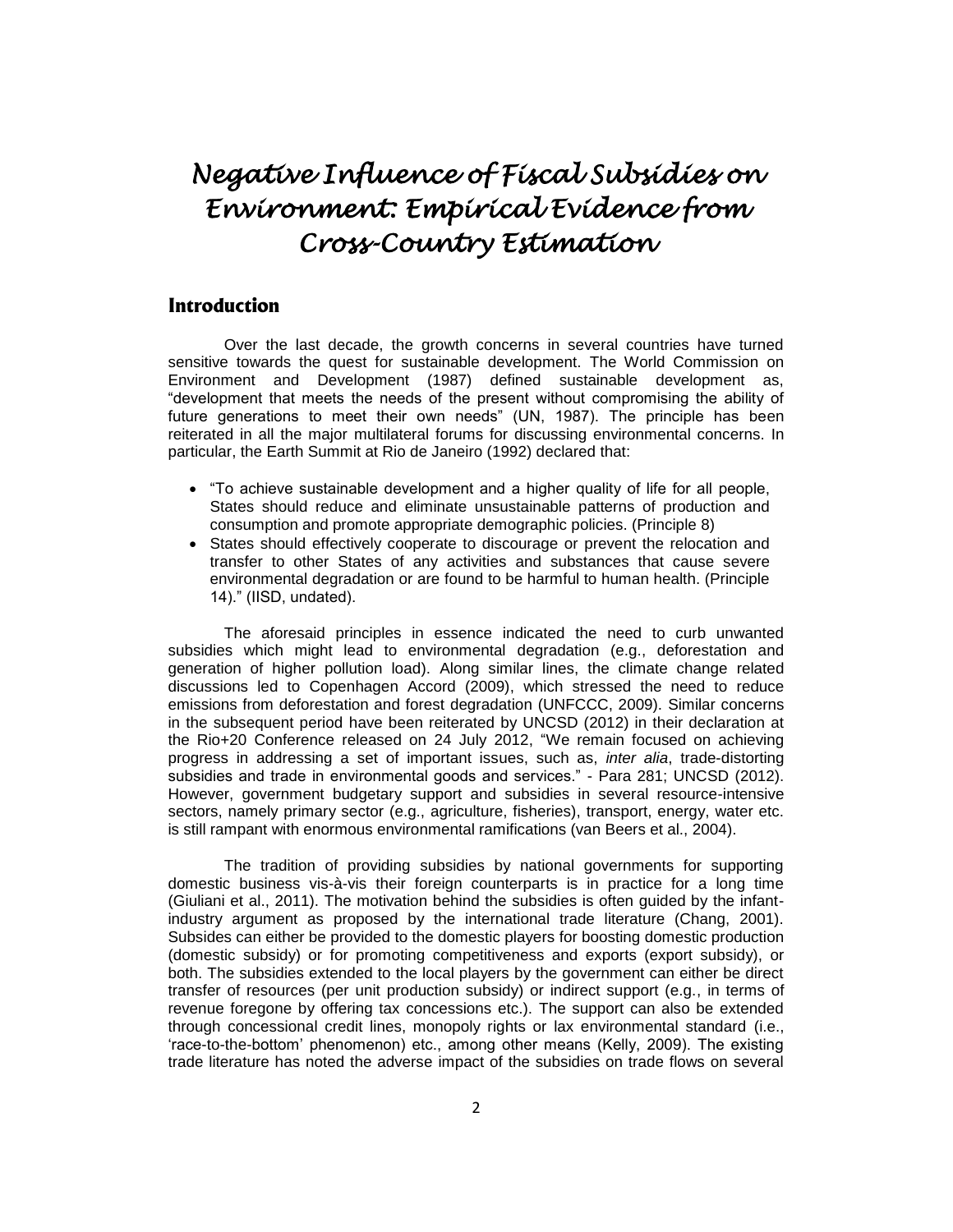# Negative Influence of Fiscal Subsidies on Environment: Empirical Evidence from Cross-Country Estimation

## Introduction

Over the last decade, the growth concerns in several countries have turned sensitive towards the quest for sustainable development. The World Commission on Environment and Development (1987) defined sustainable development as, "development that meets the needs of the present without compromising the ability of future generations to meet their own needs" (UN, 1987). The principle has been reiterated in all the major multilateral forums for discussing environmental concerns. In particular, the Earth Summit at Rio de Janeiro (1992) declared that:

- "To achieve sustainable development and a higher quality of life for all people, States should reduce and eliminate unsustainable patterns of production and consumption and promote appropriate demographic policies. (Principle 8)
- States should effectively cooperate to discourage or prevent the relocation and transfer to other States of any activities and substances that cause severe environmental degradation or are found to be harmful to human health. (Principle 14)." (IISD, undated).

The aforesaid principles in essence indicated the need to curb unwanted subsidies which might lead to environmental degradation (e.g., deforestation and generation of higher pollution load). Along similar lines, the climate change related discussions led to Copenhagen Accord (2009), which stressed the need to reduce emissions from deforestation and forest degradation (UNFCCC, 2009). Similar concerns in the subsequent period have been reiterated by UNCSD (2012) in their declaration at the Rio+20 Conference released on 24 July 2012, "We remain focused on achieving progress in addressing a set of important issues, such as, *inter alia*, trade-distorting subsidies and trade in environmental goods and services." - Para 281; UNCSD (2012). However, government budgetary support and subsidies in several resource-intensive sectors, namely primary sector (e.g., agriculture, fisheries), transport, energy, water etc. is still rampant with enormous environmental ramifications (van Beers et al., 2004).

The tradition of providing subsidies by national governments for supporting domestic business vis-à-vis their foreign counterparts is in practice for a long time (Giuliani et al., 2011). The motivation behind the subsidies is often guided by the infant-industry argument as proposed by the international trade literature (Chang, 2001). Subsides can either be provided to the domestic players for boosting domestic production (domestic subsidy) or for promoting competitiveness and exports (export subsidy), or both. The subsidies extended to the local players by the government can either be direct transfer of resources (per unit production subsidy) or indirect support (e.g., in terms of revenue foregone by offering tax concessions etc.). The support can also be extended through concessional credit lines, monopoly rights or lax environmental standard (i.e., 'race-to-the-bottom' phenomenon) etc., among other means (Kelly, 2009). The existing trade literature has noted the adverse impact of the subsidies on trade flows on several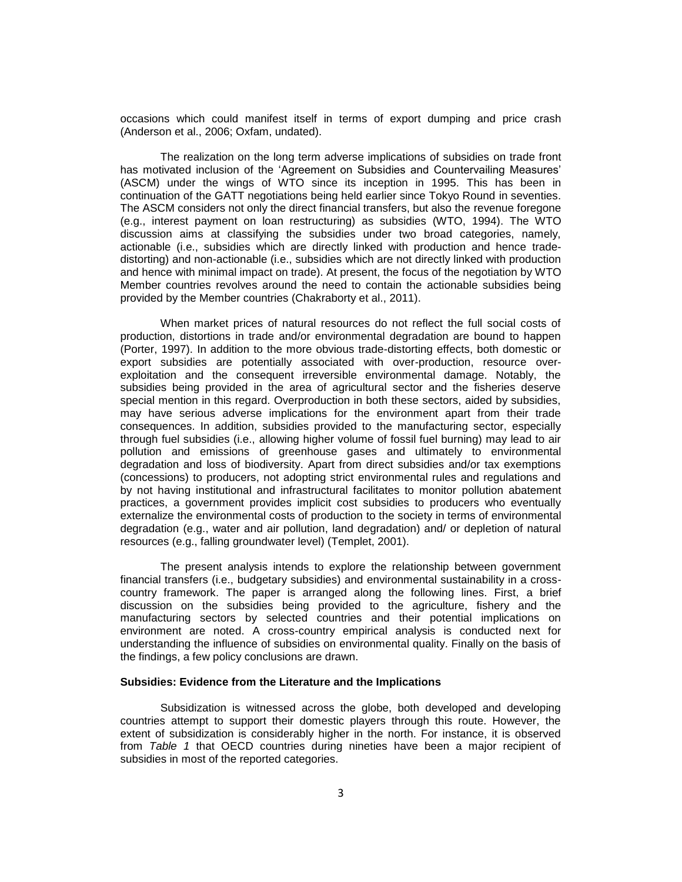occasions which could manifest itself in terms of export dumping and price crash (Anderson et al., 2006; Oxfam, undated).

The realization on the long term adverse implications of subsidies on trade front has motivated inclusion of the 'Agreement on Subsidies and Countervailing Measures' (ASCM) under the wings of WTO since its inception in 1995. This has been in continuation of the GATT negotiations being held earlier since Tokyo Round in seventies. The ASCM considers not only the direct financial transfers, but also the revenue foregone (e.g., interest payment on loan restructuring) as subsidies (WTO, 1994). The WTO discussion aims at classifying the subsidies under two broad categories, namely, actionable (i.e., subsidies which are directly linked with production and hence trade-distorting) and non-actionable (i.e., subsidies which are not directly linked with production and hence with minimal impact on trade). At present, the focus of the negotiation by WTO Member countries revolves around the need to contain the actionable subsidies being provided by the Member countries (Chakraborty et al., 2011).

When market prices of natural resources do not reflect the full social costs of production, distortions in trade and/or environmental degradation are bound to happen (Porter, 1997). In addition to the more obvious trade-distorting effects, both domestic or export subsidies are potentially associated with over-production, resource over-exploitation and the consequent irreversible environmental damage. Notably, the subsidies being provided in the area of agricultural sector and the fisheries deserve special mention in this regard. Overproduction in both these sectors, aided by subsidies, may have serious adverse implications for the environment apart from their trade consequences. In addition, subsidies provided to the manufacturing sector, especially through fuel subsidies (i.e., allowing higher volume of fossil fuel burning) may lead to air pollution and emissions of greenhouse gases and ultimately to environmental degradation and loss of biodiversity. Apart from direct subsidies and/or tax exemptions (concessions) to producers, not adopting strict environmental rules and regulations and by not having institutional and infrastructural facilitates to monitor pollution abatement practices, a government provides implicit cost subsidies to producers who eventually externalize the environmental costs of production to the society in terms of environmental degradation (e.g., water and air pollution, land degradation) and/ or depletion of natural resources (e.g., falling groundwater level) (Templet, 2001).

The present analysis intends to explore the relationship between government financial transfers (i.e., budgetary subsidies) and environmental sustainability in a cross-country framework. The paper is arranged along the following lines. First, a brief discussion on the subsidies being provided to the agriculture, fishery and the manufacturing sectors by selected countries and their potential implications on environment are noted. A cross-country empirical analysis is conducted next for understanding the influence of subsidies on environmental quality. Finally on the basis of the findings, a few policy conclusions are drawn.

### Subsidies: Evidence from the Literature and the Implications

Subsidization is witnessed across the globe, both developed and developing countries attempt to support their domestic players through this route. However, the extent of subsidization is considerably higher in the north. For instance, it is observed from *Table 1* that OECD countries during nineties have been a major recipient of subsidies in most of the reported categories.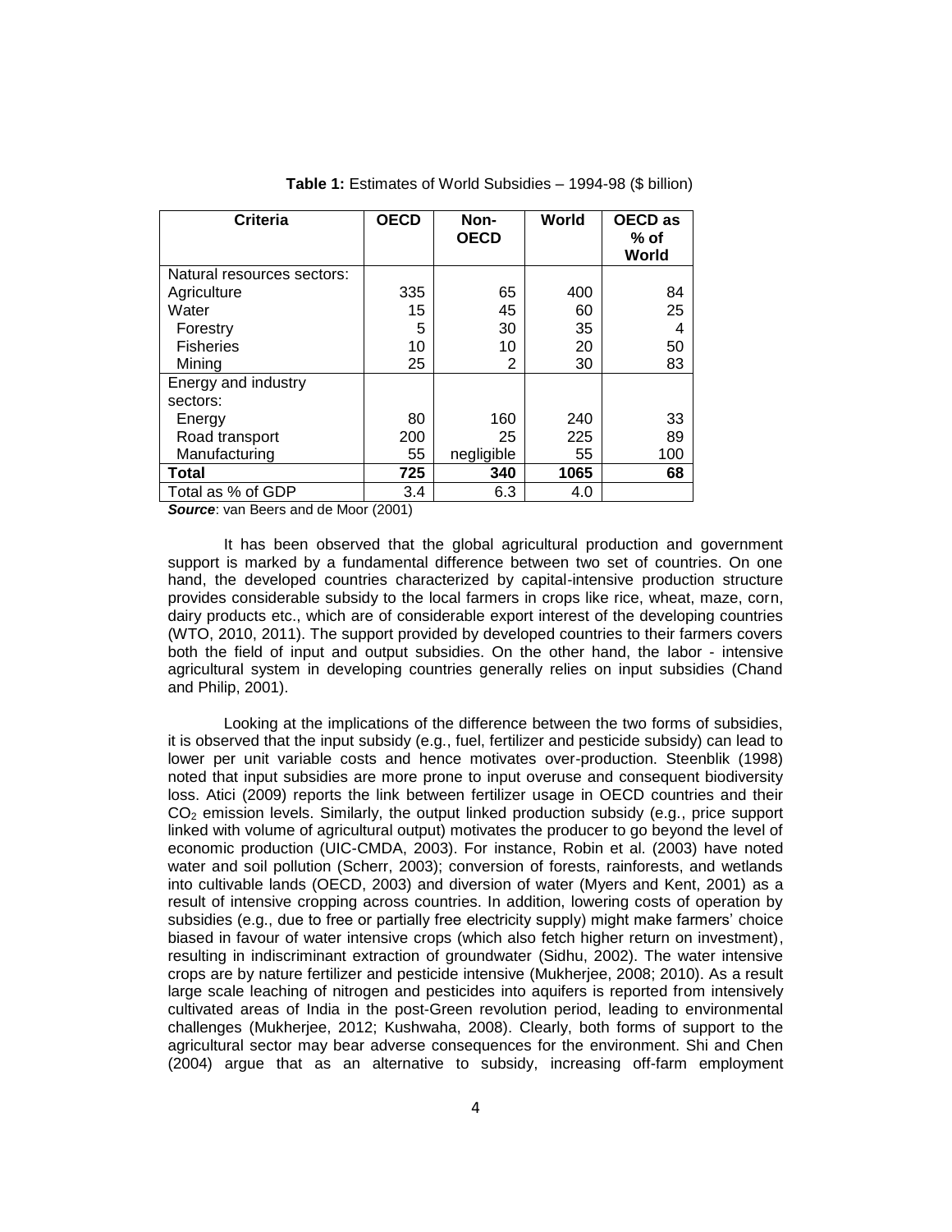**Table 1:** Estimates of World Subsidies – 1994-98 ($ billion)

| Criteria | OECD | Non-OECD | World | OECD as % of World |
|---|---|---|---|---|
| Natural resources sectors: | | | | |
| Agriculture | 335 | 65 | 400 | 84 |
| Water | 15 | 45 | 60 | 25 |
| Forestry | 5 | 30 | 35 | 4 |
| Fisheries | 10 | 10 | 20 | 50 |
| Mining | 25 | 2 | 30 | 83 |
| Energy and industry sectors: | | | | |
| Energy | 80 | 160 | 240 | 33 |
| Road transport | 200 | 25 | 225 | 89 |
| Manufacturing | 55 | negligible | 55 | 100 |
| **Total** | **725** | **340** | **1065** | **68** |
| Total as % of GDP | 3.4 | 6.3 | 4.0 | |

***Source***: van Beers and de Moor (2001)

It has been observed that the global agricultural production and government support is marked by a fundamental difference between two set of countries. On one hand, the developed countries characterized by capital-intensive production structure provides considerable subsidy to the local farmers in crops like rice, wheat, maze, corn, dairy products etc., which are of considerable export interest of the developing countries (WTO, 2010, 2011). The support provided by developed countries to their farmers covers both the field of input and output subsidies. On the other hand, the labor - intensive agricultural system in developing countries generally relies on input subsidies (Chand and Philip, 2001).

Looking at the implications of the difference between the two forms of subsidies, it is observed that the input subsidy (e.g., fuel, fertilizer and pesticide subsidy) can lead to lower per unit variable costs and hence motivates over-production. Steenblik (1998) noted that input subsidies are more prone to input overuse and consequent biodiversity loss. Atici (2009) reports the link between fertilizer usage in OECD countries and their $CO_2$ emission levels. Similarly, the output linked production subsidy (e.g., price support linked with volume of agricultural output) motivates the producer to go beyond the level of economic production (UIC-CMDA, 2003). For instance, Robin et al. (2003) have noted water and soil pollution (Scherr, 2003); conversion of forests, rainforests, and wetlands into cultivable lands (OECD, 2003) and diversion of water (Myers and Kent, 2001) as a result of intensive cropping across countries. In addition, lowering costs of operation by subsidies (e.g., due to free or partially free electricity supply) might make farmers' choice biased in favour of water intensive crops (which also fetch higher return on investment), resulting in indiscriminant extraction of groundwater (Sidhu, 2002). The water intensive crops are by nature fertilizer and pesticide intensive (Mukherjee, 2008; 2010). As a result large scale leaching of nitrogen and pesticides into aquifers is reported from intensively cultivated areas of India in the post-Green revolution period, leading to environmental challenges (Mukherjee, 2012; Kushwaha, 2008). Clearly, both forms of support to the agricultural sector may bear adverse consequences for the environment. Shi and Chen (2004) argue that as an alternative to subsidy, increasing off-farm employment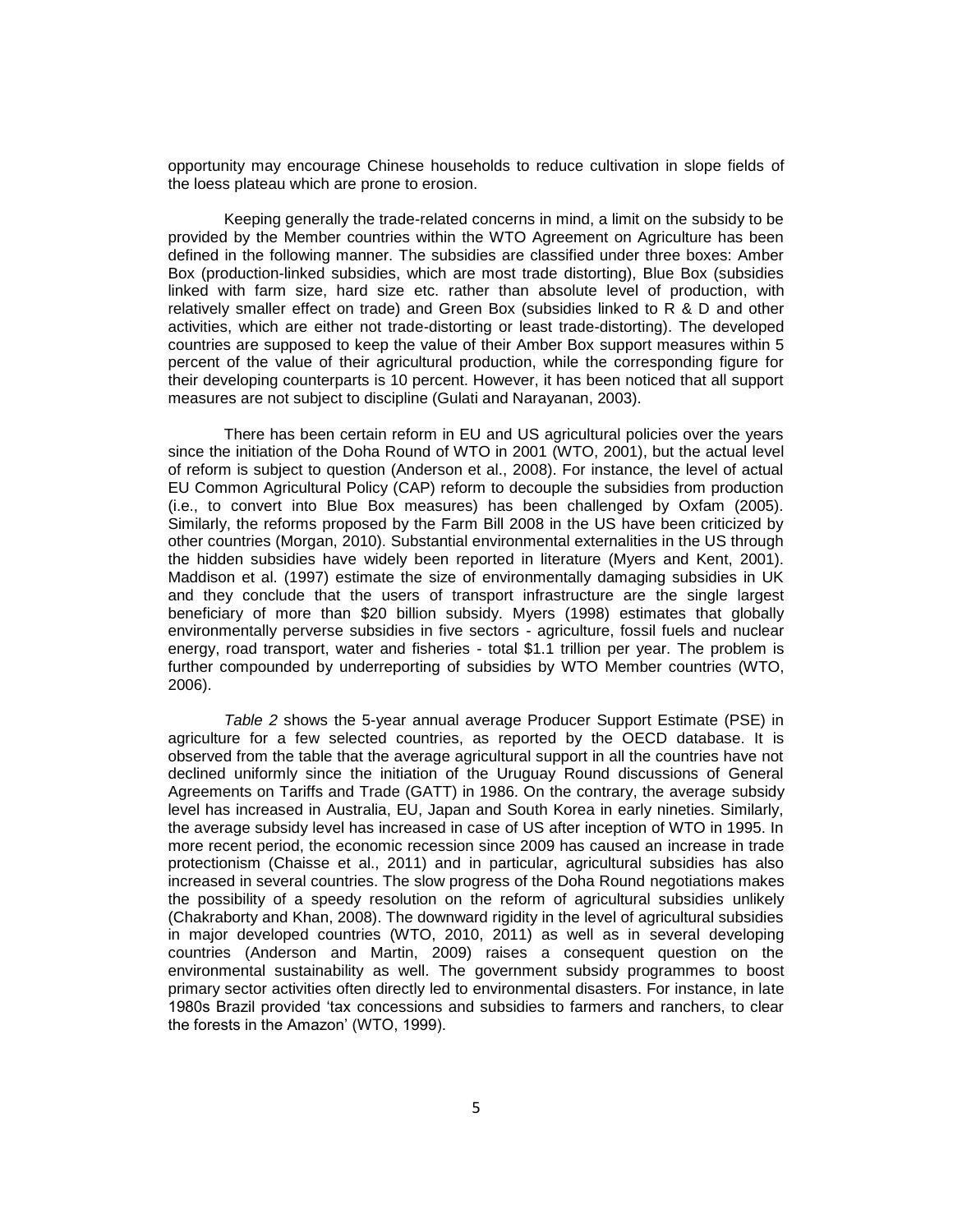opportunity may encourage Chinese households to reduce cultivation in slope fields of the loess plateau which are prone to erosion.

Keeping generally the trade-related concerns in mind, a limit on the subsidy to be provided by the Member countries within the WTO Agreement on Agriculture has been defined in the following manner. The subsidies are classified under three boxes: Amber Box (production-linked subsidies, which are most trade distorting), Blue Box (subsidies linked with farm size, hard size etc. rather than absolute level of production, with relatively smaller effect on trade) and Green Box (subsidies linked to R & D and other activities, which are either not trade-distorting or least trade-distorting). The developed countries are supposed to keep the value of their Amber Box support measures within 5 percent of the value of their agricultural production, while the corresponding figure for their developing counterparts is 10 percent. However, it has been noticed that all support measures are not subject to discipline (Gulati and Narayanan, 2003).

There has been certain reform in EU and US agricultural policies over the years since the initiation of the Doha Round of WTO in 2001 (WTO, 2001), but the actual level of reform is subject to question (Anderson et al., 2008). For instance, the level of actual EU Common Agricultural Policy (CAP) reform to decouple the subsidies from production (i.e., to convert into Blue Box measures) has been challenged by Oxfam (2005). Similarly, the reforms proposed by the Farm Bill 2008 in the US have been criticized by other countries (Morgan, 2010). Substantial environmental externalities in the US through the hidden subsidies have widely been reported in literature (Myers and Kent, 2001). Maddison et al. (1997) estimate the size of environmentally damaging subsidies in UK and they conclude that the users of transport infrastructure are the single largest beneficiary of more than \$20 billion subsidy. Myers (1998) estimates that globally environmentally perverse subsidies in five sectors - agriculture, fossil fuels and nuclear energy, road transport, water and fisheries - total \$1.1 trillion per year. The problem is further compounded by underreporting of subsidies by WTO Member countries (WTO, 2006).

*Table 2* shows the 5-year annual average Producer Support Estimate (PSE) in agriculture for a few selected countries, as reported by the OECD database. It is observed from the table that the average agricultural support in all the countries have not declined uniformly since the initiation of the Uruguay Round discussions of General Agreements on Tariffs and Trade (GATT) in 1986. On the contrary, the average subsidy level has increased in Australia, EU, Japan and South Korea in early nineties. Similarly, the average subsidy level has increased in case of US after inception of WTO in 1995. In more recent period, the economic recession since 2009 has caused an increase in trade protectionism (Chaisse et al., 2011) and in particular, agricultural subsidies has also increased in several countries. The slow progress of the Doha Round negotiations makes the possibility of a speedy resolution on the reform of agricultural subsidies unlikely (Chakraborty and Khan, 2008). The downward rigidity in the level of agricultural subsidies in major developed countries (WTO, 2010, 2011) as well as in several developing countries (Anderson and Martin, 2009) raises a consequent question on the environmental sustainability as well. The government subsidy programmes to boost primary sector activities often directly led to environmental disasters. For instance, in late 1980s Brazil provided 'tax concessions and subsidies to farmers and ranchers, to clear the forests in the Amazon' (WTO, 1999).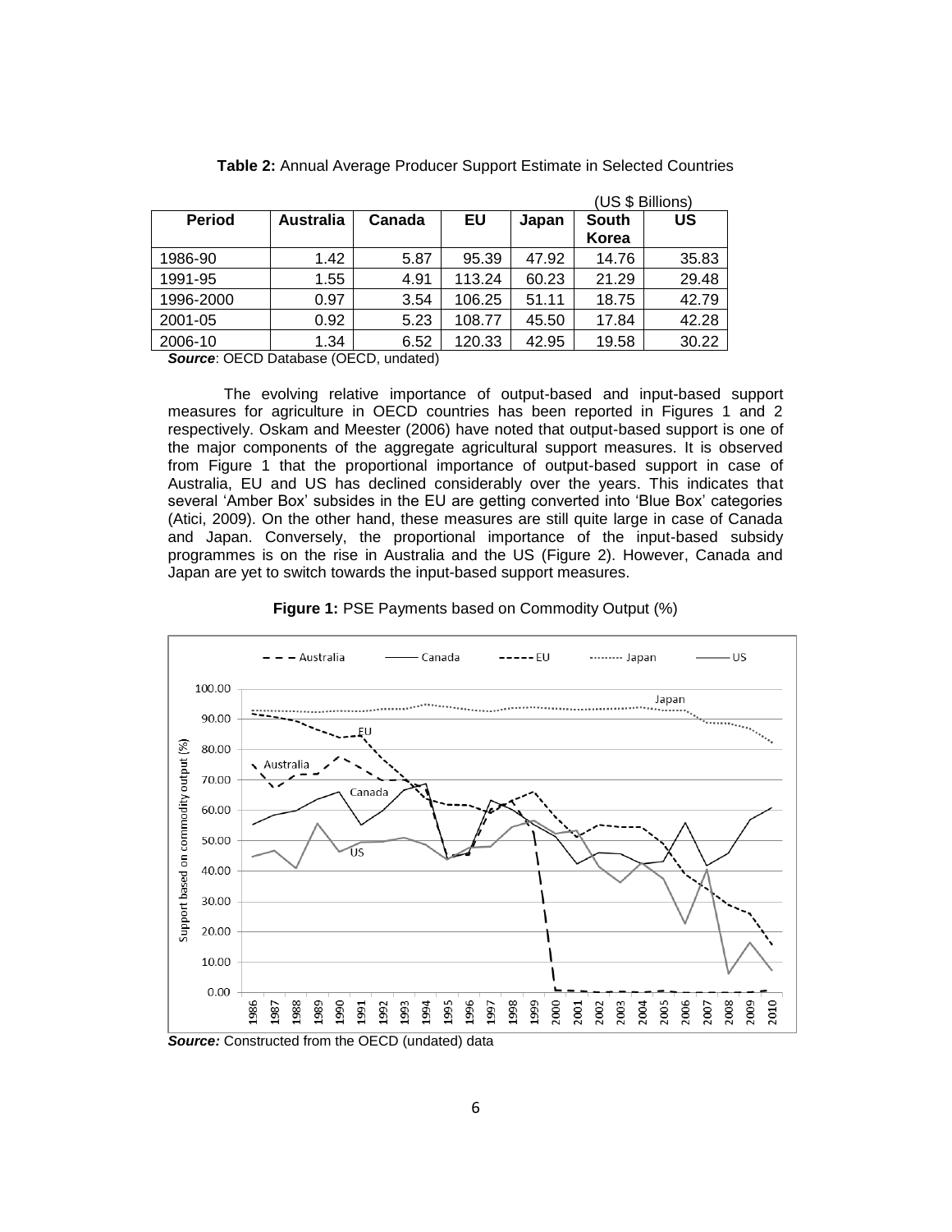**Table 2:** Annual Average Producer Support Estimate in Selected Countries

(US $ Billions)

| Period | Australia | Canada | EU | Japan | South Korea | US |
|---|---|---|---|---|---|---|
| 1986-90 | 1.42 | 5.87 | 95.39 | 47.92 | 14.76 | 35.83 |
| 1991-95 | 1.55 | 4.91 | 113.24 | 60.23 | 21.29 | 29.48 |
| 1996-2000 | 0.97 | 3.54 | 106.25 | 51.11 | 18.75 | 42.79 |
| 2001-05 | 0.92 | 5.23 | 108.77 | 45.50 | 17.84 | 42.28 |
| 2006-10 | 1.34 | 6.52 | 120.33 | 42.95 | 19.58 | 30.22 |

***Source***: OECD Database (OECD, undated)

The evolving relative importance of output-based and input-based support measures for agriculture in OECD countries has been reported in Figures 1 and 2 respectively. Oskam and Meester (2006) have noted that output-based support is one of the major components of the aggregate agricultural support measures. It is observed from Figure 1 that the proportional importance of output-based support in case of Australia, EU and US has declined considerably over the years. This indicates that several 'Amber Box' subsides in the EU are getting converted into 'Blue Box' categories (Atici, 2009). On the other hand, these measures are still quite large in case of Canada and Japan. Conversely, the proportional importance of the input-based subsidy programmes is on the rise in Australia and the US (Figure 2). However, Canada and Japan are yet to switch towards the input-based support measures.

**Figure 1:** PSE Payments based on Commodity Output (%)

***Source:*** Constructed from the OECD (undated) data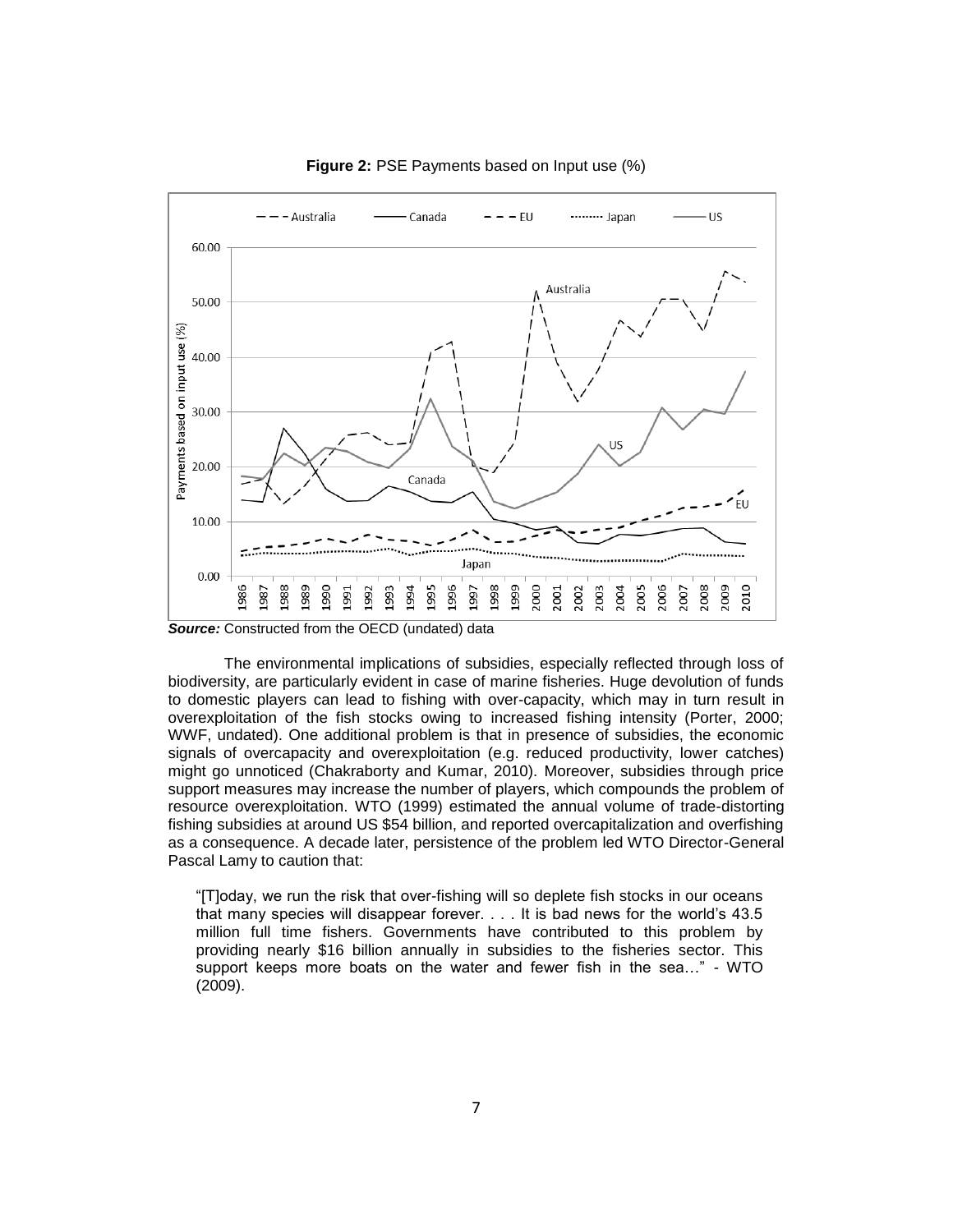**Figure 2:** PSE Payments based on Input use (%)

***Source:*** Constructed from the OECD (undated) data

The environmental implications of subsidies, especially reflected through loss of biodiversity, are particularly evident in case of marine fisheries. Huge devolution of funds to domestic players can lead to fishing with over-capacity, which may in turn result in overexploitation of the fish stocks owing to increased fishing intensity (Porter, 2000; WWF, undated). One additional problem is that in presence of subsidies, the economic signals of overcapacity and overexploitation (e.g. reduced productivity, lower catches) might go unnoticed (Chakraborty and Kumar, 2010). Moreover, subsidies through price support measures may increase the number of players, which compounds the problem of resource overexploitation. WTO (1999) estimated the annual volume of trade-distorting fishing subsidies at around US $54 billion, and reported overcapitalization and overfishing as a consequence. A decade later, persistence of the problem led WTO Director-General Pascal Lamy to caution that:

> "[T]oday, we run the risk that over-fishing will so deplete fish stocks in our oceans that many species will disappear forever. . . . It is bad news for the world's 43.5 million full time fishers. Governments have contributed to this problem by providing nearly $16 billion annually in subsidies to the fisheries sector. This support keeps more boats on the water and fewer fish in the sea…" - WTO (2009).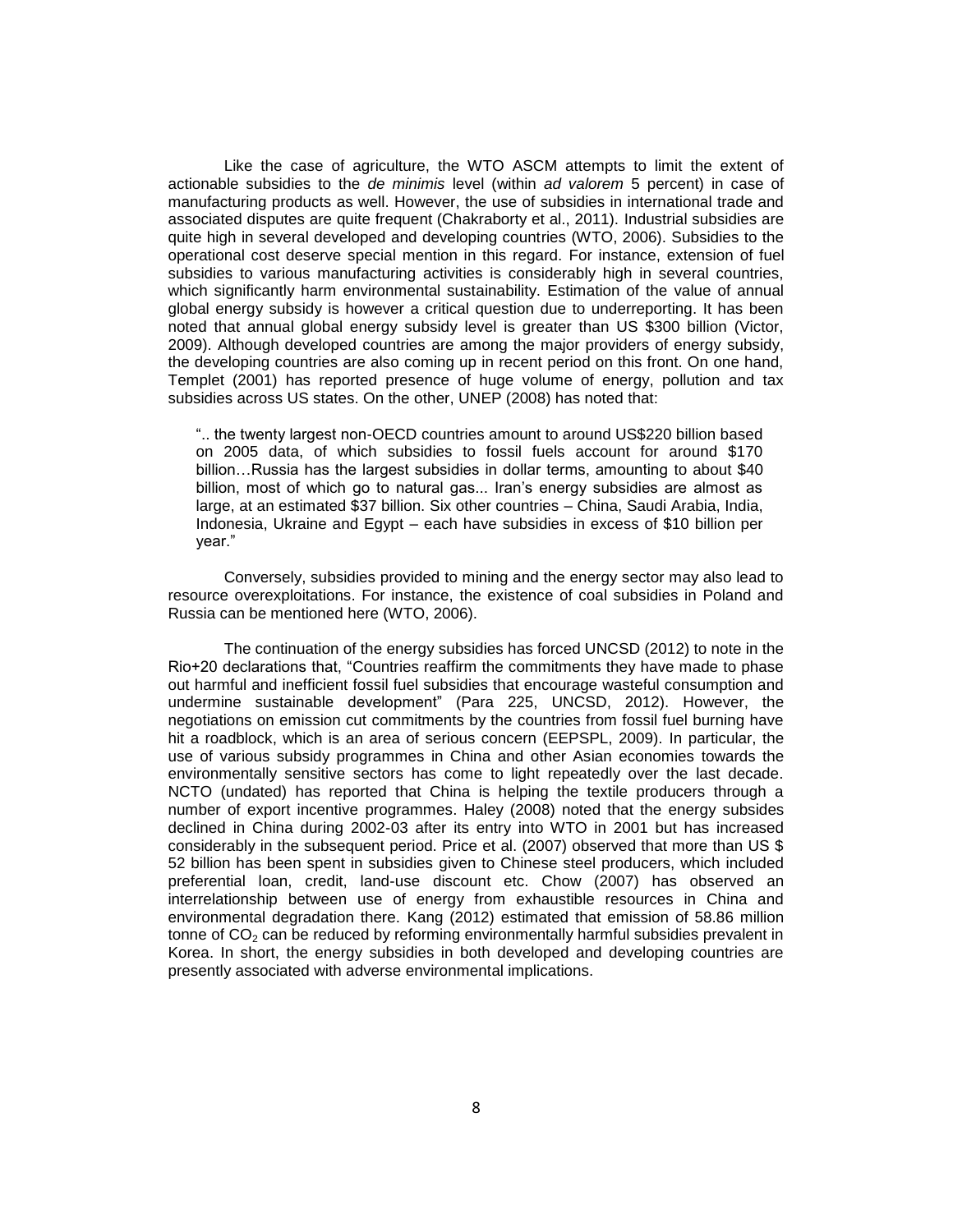Like the case of agriculture, the WTO ASCM attempts to limit the extent of actionable subsidies to the *de minimis* level (within *ad valorem* 5 percent) in case of manufacturing products as well. However, the use of subsidies in international trade and associated disputes are quite frequent (Chakraborty et al., 2011). Industrial subsidies are quite high in several developed and developing countries (WTO, 2006). Subsidies to the operational cost deserve special mention in this regard. For instance, extension of fuel subsidies to various manufacturing activities is considerably high in several countries, which significantly harm environmental sustainability. Estimation of the value of annual global energy subsidy is however a critical question due to underreporting. It has been noted that annual global energy subsidy level is greater than US $300 billion (Victor, 2009). Although developed countries are among the major providers of energy subsidy, the developing countries are also coming up in recent period on this front. On one hand, Templet (2001) has reported presence of huge volume of energy, pollution and tax subsidies across US states. On the other, UNEP (2008) has noted that:

> ".. the twenty largest non-OECD countries amount to around US$220 billion based on 2005 data, of which subsidies to fossil fuels account for around $170 billion…Russia has the largest subsidies in dollar terms, amounting to about $40 billion, most of which go to natural gas... Iran's energy subsidies are almost as large, at an estimated $37 billion. Six other countries – China, Saudi Arabia, India, Indonesia, Ukraine and Egypt – each have subsidies in excess of $10 billion per year."

Conversely, subsidies provided to mining and the energy sector may also lead to resource overexploitations. For instance, the existence of coal subsidies in Poland and Russia can be mentioned here (WTO, 2006).

The continuation of the energy subsidies has forced UNCSD (2012) to note in the Rio+20 declarations that, "Countries reaffirm the commitments they have made to phase out harmful and inefficient fossil fuel subsidies that encourage wasteful consumption and undermine sustainable development" (Para 225, UNCSD, 2012). However, the negotiations on emission cut commitments by the countries from fossil fuel burning have hit a roadblock, which is an area of serious concern (EEPSPL, 2009). In particular, the use of various subsidy programmes in China and other Asian economies towards the environmentally sensitive sectors has come to light repeatedly over the last decade. NCTO (undated) has reported that China is helping the textile producers through a number of export incentive programmes. Haley (2008) noted that the energy subsides declined in China during 2002-03 after its entry into WTO in 2001 but has increased considerably in the subsequent period. Price et al. (2007) observed that more than US $ 52 billion has been spent in subsidies given to Chinese steel producers, which included preferential loan, credit, land-use discount etc. Chow (2007) has observed an interrelationship between use of energy from exhaustible resources in China and environmental degradation there. Kang (2012) estimated that emission of 58.86 million tonne of $CO_2$ can be reduced by reforming environmentally harmful subsidies prevalent in Korea. In short, the energy subsidies in both developed and developing countries are presently associated with adverse environmental implications.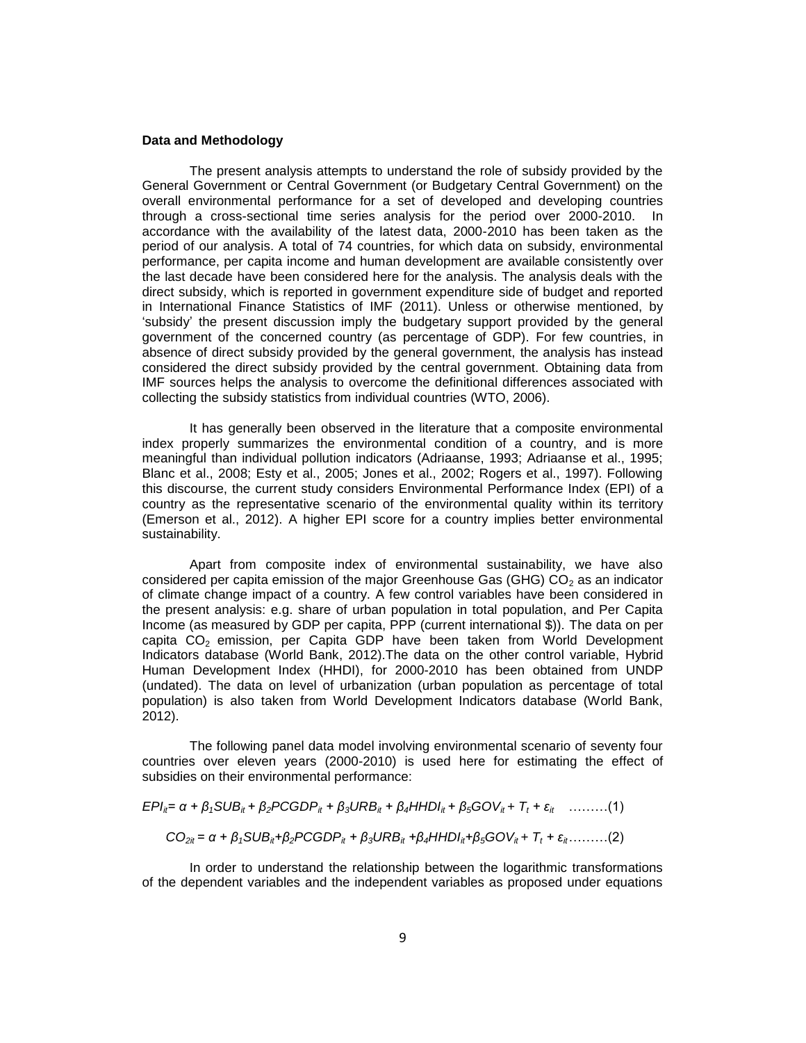**Data and Methodology**

The present analysis attempts to understand the role of subsidy provided by the General Government or Central Government (or Budgetary Central Government) on the overall environmental performance for a set of developed and developing countries through a cross-sectional time series analysis for the period over 2000-2010. In accordance with the availability of the latest data, 2000-2010 has been taken as the period of our analysis. A total of 74 countries, for which data on subsidy, environmental performance, per capita income and human development are available consistently over the last decade have been considered here for the analysis. The analysis deals with the direct subsidy, which is reported in government expenditure side of budget and reported in International Finance Statistics of IMF (2011). Unless or otherwise mentioned, by 'subsidy' the present discussion imply the budgetary support provided by the general government of the concerned country (as percentage of GDP). For few countries, in absence of direct subsidy provided by the general government, the analysis has instead considered the direct subsidy provided by the central government. Obtaining data from IMF sources helps the analysis to overcome the definitional differences associated with collecting the subsidy statistics from individual countries (WTO, 2006).

It has generally been observed in the literature that a composite environmental index properly summarizes the environmental condition of a country, and is more meaningful than individual pollution indicators (Adriaanse, 1993; Adriaanse et al., 1995; Blanc et al., 2008; Esty et al., 2005; Jones et al., 2002; Rogers et al., 1997). Following this discourse, the current study considers Environmental Performance Index (EPI) of a country as the representative scenario of the environmental quality within its territory (Emerson et al., 2012). A higher EPI score for a country implies better environmental sustainability.

Apart from composite index of environmental sustainability, we have also considered per capita emission of the major Greenhouse Gas (GHG) $CO_2$ as an indicator of climate change impact of a country. A few control variables have been considered in the present analysis: e.g. share of urban population in total population, and Per Capita Income (as measured by GDP per capita, PPP (current international $)). The data on per capita $CO_2$ emission, per Capita GDP have been taken from World Development Indicators database (World Bank, 2012).The data on the other control variable, Hybrid Human Development Index (HHDI), for 2000-2010 has been obtained from UNDP (undated). The data on level of urbanization (urban population as percentage of total population) is also taken from World Development Indicators database (World Bank, 2012).

The following panel data model involving environmental scenario of seventy four countries over eleven years (2000-2010) is used here for estimating the effect of subsidies on their environmental performance:

$$EPI_{it} = \alpha + \beta_1 SUB_{it} + \beta_2 PCGDP_{it} + \beta_3 URB_{it} + \beta_4 HHDI_{it} + \beta_5 GOV_{it} + T_t + \varepsilon_{it} \quad \text{………(1)}$$

$$CO_{2it} = \alpha + \beta_1 SUB_{it} + \beta_2 PCGDP_{it} + \beta_3 URB_{it} + \beta_4 HHDI_{it} + \beta_5 GOV_{it} + T_t + \varepsilon_{it} \text{………(2)}$$

In order to understand the relationship between the logarithmic transformations of the dependent variables and the independent variables as proposed under equations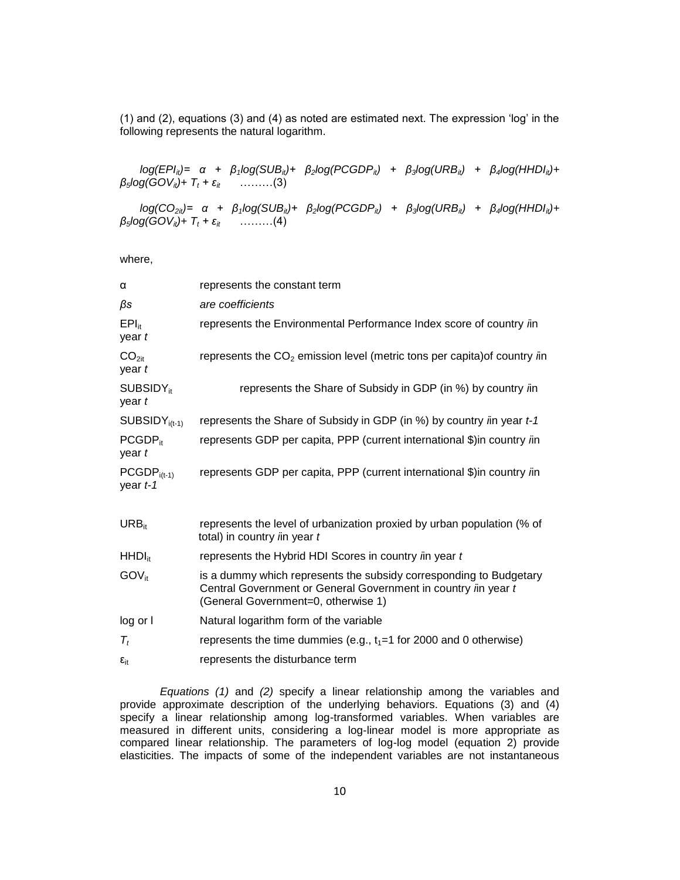(1) and (2), equations (3) and (4) as noted are estimated next. The expression 'log' in the following represents the natural logarithm.

$$log(EPI_{it}) = \alpha + \beta_1 log(SUB_{it}) + \beta_2 log(PCGDP_{it}) + \beta_3 log(URB_{it}) + \beta_4 log(HHDI_{it}) + \beta_5 log(GOV_{it}) + T_t + \varepsilon_{it} \quad \ldots\ldots\ldots(3)$$

$$log(CO_{2it}) = \alpha + \beta_1 log(SUB_{it}) + \beta_2 log(PCGDP_{it}) + \beta_3 log(URB_{it}) + \beta_4 log(HHDI_{it}) + \beta_5 log(GOV_{it}) + T_t + \varepsilon_{it} \quad \ldots\ldots\ldots(4)$$

where,

| | |
|---|---|
| $\alpha$ | represents the constant term |
| *βs* | *are coefficients* |
| $EPI_{it}$ | represents the Environmental Performance Index score of country *i* in year *t* |
| $CO_{2it}$ | represents the $CO_2$ emission level (metric tons per capita) of country *i* in year *t* |
| $SUBSIDY_{it}$ | represents the Share of Subsidy in GDP (in %) by country *i* in year *t* |
| $SUBSIDY_{i(t-1)}$ | represents the Share of Subsidy in GDP (in %) by country *i* in year *t-1* |
| $PCGDP_{it}$ | represents GDP per capita, PPP (current international \$) in country *i* in year *t* |
| $PCGDP_{i(t-1)}$ | represents GDP per capita, PPP (current international \$) in country *i* in year *t-1* |
| $URB_{it}$ | represents the level of urbanization proxied by urban population (% of total) in country *i* in year *t* |
| $HHDI_{it}$ | represents the Hybrid HDI Scores in country *i* in year *t* |
| $GOV_{it}$ | is a dummy which represents the subsidy corresponding to Budgetary Central Government or General Government in country *i* in year *t* (General Government=0, otherwise 1) |
| log or l | Natural logarithm form of the variable |
| $T_t$ | represents the time dummies (e.g., $t_1$=1 for 2000 and 0 otherwise) |
| $\varepsilon_{it}$ | represents the disturbance term |

*Equations (1)* and *(2)* specify a linear relationship among the variables and provide approximate description of the underlying behaviors. Equations (3) and (4) specify a linear relationship among log-transformed variables. When variables are measured in different units, considering a log-linear model is more appropriate as compared linear relationship. The parameters of log-log model (equation 2) provide elasticities. The impacts of some of the independent variables are not instantaneous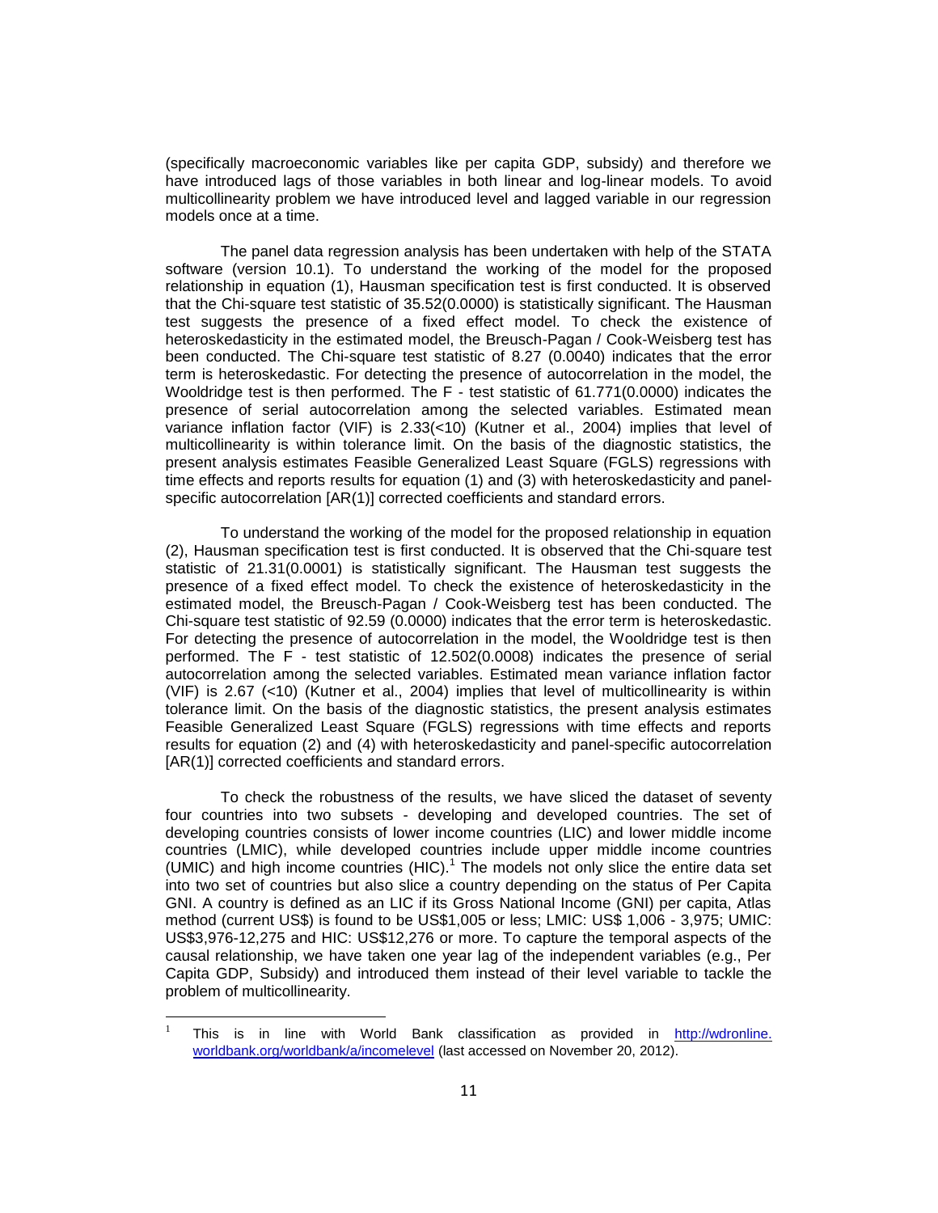(specifically macroeconomic variables like per capita GDP, subsidy) and therefore we have introduced lags of those variables in both linear and log-linear models. To avoid multicollinearity problem we have introduced level and lagged variable in our regression models once at a time.

The panel data regression analysis has been undertaken with help of the STATA software (version 10.1). To understand the working of the model for the proposed relationship in equation (1), Hausman specification test is first conducted. It is observed that the Chi-square test statistic of 35.52(0.0000) is statistically significant. The Hausman test suggests the presence of a fixed effect model. To check the existence of heteroskedasticity in the estimated model, the Breusch-Pagan / Cook-Weisberg test has been conducted. The Chi-square test statistic of 8.27 (0.0040) indicates that the error term is heteroskedastic. For detecting the presence of autocorrelation in the model, the Wooldridge test is then performed. The F - test statistic of 61.771(0.0000) indicates the presence of serial autocorrelation among the selected variables. Estimated mean variance inflation factor (VIF) is 2.33(<10) (Kutner et al., 2004) implies that level of multicollinearity is within tolerance limit. On the basis of the diagnostic statistics, the present analysis estimates Feasible Generalized Least Square (FGLS) regressions with time effects and reports results for equation (1) and (3) with heteroskedasticity and panel-specific autocorrelation [AR(1)] corrected coefficients and standard errors.

To understand the working of the model for the proposed relationship in equation (2), Hausman specification test is first conducted. It is observed that the Chi-square test statistic of 21.31(0.0001) is statistically significant. The Hausman test suggests the presence of a fixed effect model. To check the existence of heteroskedasticity in the estimated model, the Breusch-Pagan / Cook-Weisberg test has been conducted. The Chi-square test statistic of 92.59 (0.0000) indicates that the error term is heteroskedastic. For detecting the presence of autocorrelation in the model, the Wooldridge test is then performed. The F - test statistic of 12.502(0.0008) indicates the presence of serial autocorrelation among the selected variables. Estimated mean variance inflation factor (VIF) is 2.67 (<10) (Kutner et al., 2004) implies that level of multicollinearity is within tolerance limit. On the basis of the diagnostic statistics, the present analysis estimates Feasible Generalized Least Square (FGLS) regressions with time effects and reports results for equation (2) and (4) with heteroskedasticity and panel-specific autocorrelation [AR(1)] corrected coefficients and standard errors.

To check the robustness of the results, we have sliced the dataset of seventy four countries into two subsets - developing and developed countries. The set of developing countries consists of lower income countries (LIC) and lower middle income countries (LMIC), while developed countries include upper middle income countries (UMIC) and high income countries (HIC).[1] The models not only slice the entire data set into two set of countries but also slice a country depending on the status of Per Capita GNI. A country is defined as an LIC if its Gross National Income (GNI) per capita, Atlas method (current US$) is found to be US$1,005 or less; LMIC: US$ 1,006 - 3,975; UMIC: US$3,976-12,275 and HIC: US$12,276 or more. To capture the temporal aspects of the causal relationship, we have taken one year lag of the independent variables (e.g., Per Capita GDP, Subsidy) and introduced them instead of their level variable to tackle the problem of multicollinearity.

[1] This is in line with World Bank classification as provided in http://wdronline.worldbank.org/worldbank/a/incomelevel (last accessed on November 20, 2012).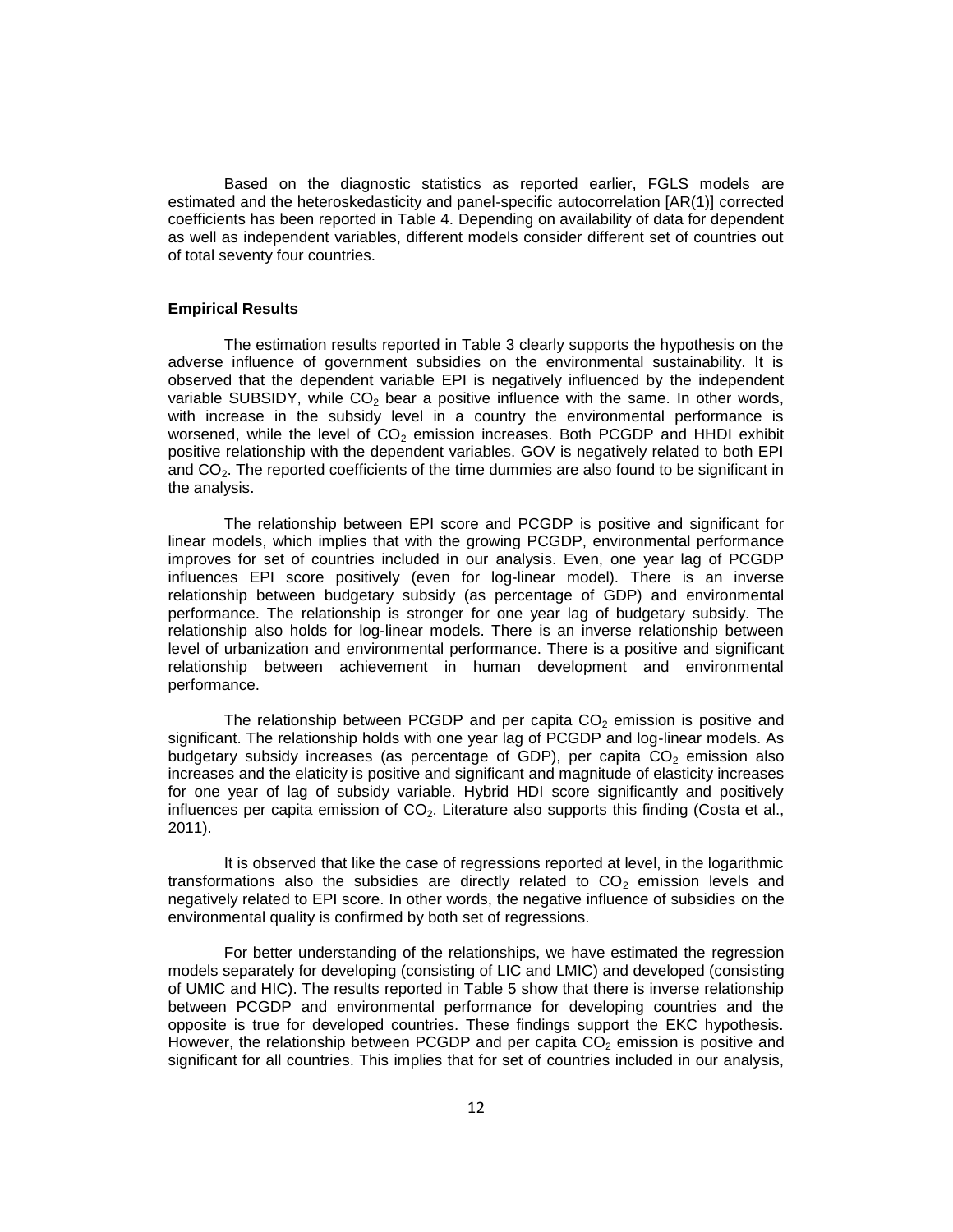Based on the diagnostic statistics as reported earlier, FGLS models are estimated and the heteroskedasticity and panel-specific autocorrelation [AR(1)] corrected coefficients has been reported in Table 4. Depending on availability of data for dependent as well as independent variables, different models consider different set of countries out of total seventy four countries.

### Empirical Results

The estimation results reported in Table 3 clearly supports the hypothesis on the adverse influence of government subsidies on the environmental sustainability. It is observed that the dependent variable EPI is negatively influenced by the independent variable SUBSIDY, while $CO_2$ bear a positive influence with the same. In other words, with increase in the subsidy level in a country the environmental performance is worsened, while the level of $CO_2$ emission increases. Both PCGDP and HHDI exhibit positive relationship with the dependent variables. GOV is negatively related to both EPI and $CO_2$. The reported coefficients of the time dummies are also found to be significant in the analysis.

The relationship between EPI score and PCGDP is positive and significant for linear models, which implies that with the growing PCGDP, environmental performance improves for set of countries included in our analysis. Even, one year lag of PCGDP influences EPI score positively (even for log-linear model). There is an inverse relationship between budgetary subsidy (as percentage of GDP) and environmental performance. The relationship is stronger for one year lag of budgetary subsidy. The relationship also holds for log-linear models. There is an inverse relationship between level of urbanization and environmental performance. There is a positive and significant relationship between achievement in human development and environmental performance.

The relationship between PCGDP and per capita $CO_2$ emission is positive and significant. The relationship holds with one year lag of PCGDP and log-linear models. As budgetary subsidy increases (as percentage of GDP), per capita $CO_2$ emission also increases and the elaticity is positive and significant and magnitude of elasticity increases for one year of lag of subsidy variable. Hybrid HDI score significantly and positively influences per capita emission of $CO_2$. Literature also supports this finding (Costa et al., 2011).

It is observed that like the case of regressions reported at level, in the logarithmic transformations also the subsidies are directly related to $CO_2$ emission levels and negatively related to EPI score. In other words, the negative influence of subsidies on the environmental quality is confirmed by both set of regressions.

For better understanding of the relationships, we have estimated the regression models separately for developing (consisting of LIC and LMIC) and developed (consisting of UMIC and HIC). The results reported in Table 5 show that there is inverse relationship between PCGDP and environmental performance for developing countries and the opposite is true for developed countries. These findings support the EKC hypothesis. However, the relationship between PCGDP and per capita $CO_2$ emission is positive and significant for all countries. This implies that for set of countries included in our analysis,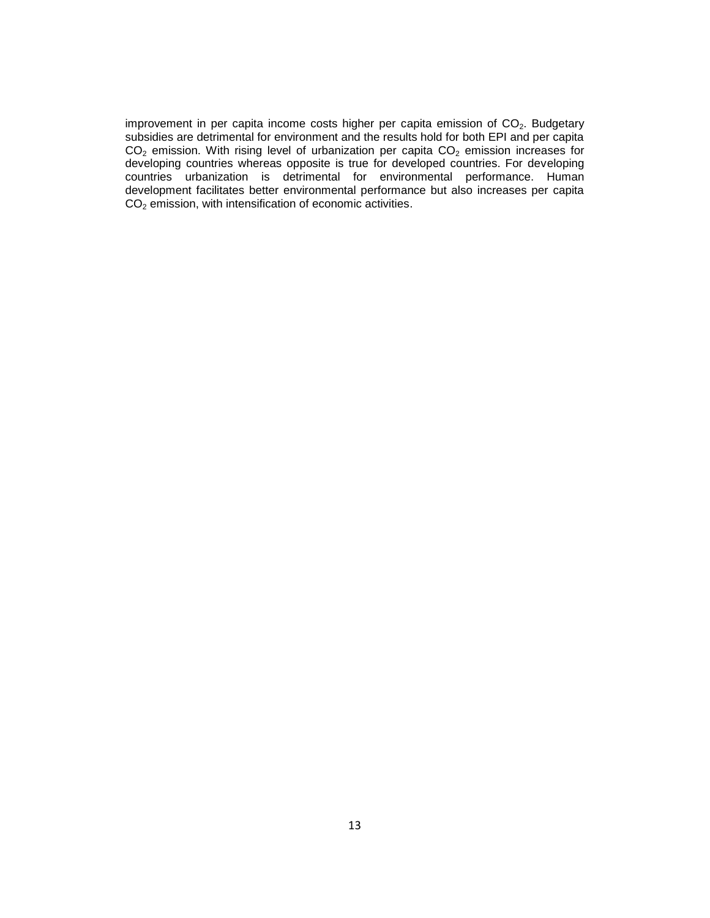improvement in per capita income costs higher per capita emission of $CO_2$. Budgetary subsidies are detrimental for environment and the results hold for both EPI and per capita $CO_2$ emission. With rising level of urbanization per capita $CO_2$ emission increases for developing countries whereas opposite is true for developed countries. For developing countries urbanization is detrimental for environmental performance. Human development facilitates better environmental performance but also increases per capita $CO_2$ emission, with intensification of economic activities.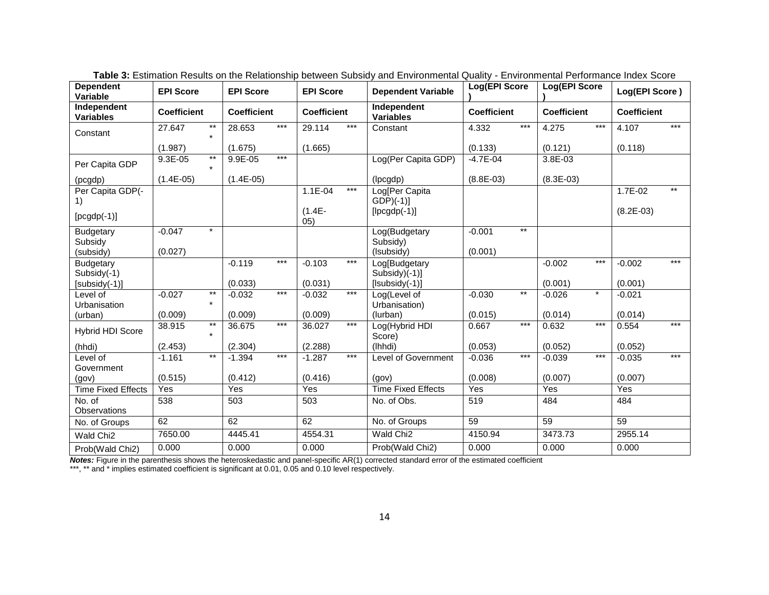**Table 3:** Estimation Results on the Relationship between Subsidy and Environmental Quality - Environmental Performance Index Score

| Dependent Variable | EPI Score | EPI Score | EPI Score | Dependent Variable | Log(EPI Score ) | Log(EPI Score ) | Log(EPI Score ) |
|---|---|---|---|---|---|---|---|
| Independent Variables | Coefficient | Coefficient | Coefficient | Independent Variables | Coefficient | Coefficient | Coefficient |
| Constant | 27.647 *** | 28.653 *** | 29.114 *** | Constant | 4.332 *** | 4.275 *** | 4.107 *** |
| | (1.987) | (1.675) | (1.665) | | (0.133) | (0.121) | (0.118) |
| Per Capita GDP | 9.3E-05 *** | 9.9E-05 *** | | Log(Per Capita GDP) | -4.7E-04 | 3.8E-03 | |
| (pcgdp) | (1.4E-05) | (1.4E-05) | | (lpcgdp) | (8.8E-03) | (8.3E-03) | |
| Per Capita GDP(-1) | | | 1.1E-04 *** | Log[Per Capita GDP)(-1)] | | | 1.7E-02 ** |
| [pcgdp(-1)] | | | (1.4E-05) | [lpcgdp(-1)] | | | (8.2E-03) |
| Budgetary Subsidy | -0.047 * | | | Log(Budgetary Subsidy) | -0.001 ** | | |
| (subsidy) | (0.027) | | | (lsubsidy) | (0.001) | | |
| Budgetary Subsidy(-1) | | -0.119 *** | -0.103 *** | Log[Budgetary Subsidy)(-1)] | | -0.002 *** | -0.002 *** |
| [subsidy(-1)] | | (0.033) | (0.031) | [lsubsidy(-1)] | | (0.001) | (0.001) |
| Level of Urbanisation | -0.027 *** | -0.032 *** | -0.032 *** | Log(Level of Urbanisation) | -0.030 ** | -0.026 * | -0.021 |
| (urban) | (0.009) | (0.009) | (0.009) | (lurban) | (0.015) | (0.014) | (0.014) |
| Hybrid HDI Score | 38.915 *** | 36.675 *** | 36.027 *** | Log(Hybrid HDI Score) | 0.667 *** | 0.632 *** | 0.554 *** |
| (hhdi) | (2.453) | (2.304) | (2.288) | (lhhdi) | (0.053) | (0.052) | (0.052) |
| Level of Government | -1.161 ** | -1.394 *** | -1.287 *** | Level of Government | -0.036 *** | -0.039 *** | -0.035 *** |
| (gov) | (0.515) | (0.412) | (0.416) | (gov) | (0.008) | (0.007) | (0.007) |
| Time Fixed Effects | Yes | Yes | Yes | Time Fixed Effects | Yes | Yes | Yes |
| No. of Observations | 538 | 503 | 503 | No. of Obs. | 519 | 484 | 484 |
| No. of Groups | 62 | 62 | 62 | No. of Groups | 59 | 59 | 59 |
| Wald Chi2 | 7650.00 | 4445.41 | 4554.31 | Wald Chi2 | 4150.94 | 3473.73 | 2955.14 |
| Prob(Wald Chi2) | 0.000 | 0.000 | 0.000 | Prob(Wald Chi2) | 0.000 | 0.000 | 0.000 |

***Notes:*** Figure in the parenthesis shows the heteroskedastic and panel-specific AR(1) corrected standard error of the estimated coefficient
***, ** and * implies estimated coefficient is significant at 0.01, 0.05 and 0.10 level respectively.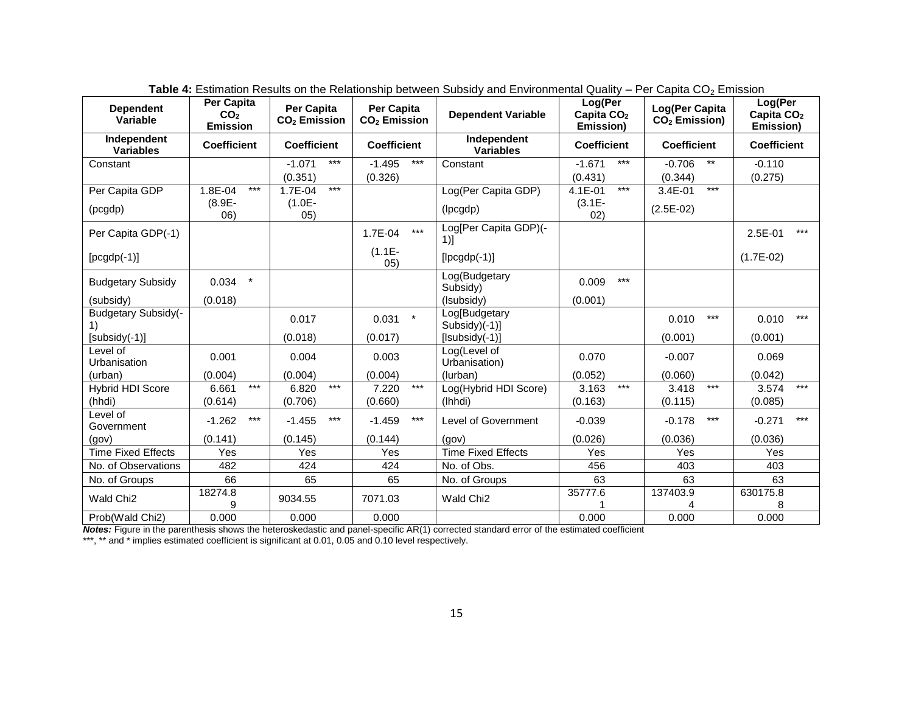**Table 4:** Estimation Results on the Relationship between Subsidy and Environmental Quality – Per Capita $CO_2$ Emission

| Dependent Variable | Per Capita $CO_2$ Emission | Per Capita $CO_2$ Emission | Per Capita $CO_2$ Emission | Dependent Variable | Log(Per Capita $CO_2$ Emission) | Log(Per Capita $CO_2$ Emission) | Log(Per Capita $CO_2$ Emission) |
|---|---|---|---|---|---|---|---|
| **Independent Variables** | **Coefficient** | **Coefficient** | **Coefficient** | **Independent Variables** | **Coefficient** | **Coefficient** | **Coefficient** |
| Constant | | -1.071 *** | -1.495 *** | Constant | -1.671 *** | -0.706 ** | -0.110 |
| | | (0.351) | (0.326) | | (0.431) | (0.344) | (0.275) |
| Per Capita GDP | 1.8E-04 *** | 1.7E-04 *** | | Log(Per Capita GDP) | 4.1E-01 *** | 3.4E-01 *** | |
| (pcgdp) | (8.9E-06) | (1.0E-05) | | (lpcgdp) | (3.1E-02) | (2.5E-02) | |
| Per Capita GDP(-1) | | | 1.7E-04 *** | Log[Per Capita GDP)(-1)] | | | 2.5E-01 *** |
| [pcgdp(-1)] | | | (1.1E-05) | [lpcgdp(-1)] | | | (1.7E-02) |
| Budgetary Subsidy | 0.034 * | | | Log(Budgetary Subsidy) | 0.009 *** | | |
| (subsidy) | (0.018) | | | (lsubsidy) | (0.001) | | |
| Budgetary Subsidy(-1) | | 0.017 | 0.031 * | Log[Budgetary Subsidy)(-1)] | | 0.010 *** | 0.010 *** |
| [subsidy(-1)] | | (0.018) | (0.017) | [lsubsidy(-1)] | | (0.001) | (0.001) |
| Level of Urbanisation | 0.001 | 0.004 | 0.003 | Log(Level of Urbanisation) | 0.070 | -0.007 | 0.069 |
| (urban) | (0.004) | (0.004) | (0.004) | (lurban) | (0.052) | (0.060) | (0.042) |
| Hybrid HDI Score | 6.661 *** | 6.820 *** | 7.220 *** | Log(Hybrid HDI Score) | 3.163 *** | 3.418 *** | 3.574 *** |
| (hhdi) | (0.614) | (0.706) | (0.660) | (lhhdi) | (0.163) | (0.115) | (0.085) |
| Level of Government | -1.262 *** | -1.455 *** | -1.459 *** | Level of Government | -0.039 | -0.178 *** | -0.271 *** |
| (gov) | (0.141) | (0.145) | (0.144) | (gov) | (0.026) | (0.036) | (0.036) |
| Time Fixed Effects | Yes | Yes | Yes | Time Fixed Effects | Yes | Yes | Yes |
| No. of Observations | 482 | 424 | 424 | No. of Obs. | 456 | 403 | 403 |
| No. of Groups | 66 | 65 | 65 | No. of Groups | 63 | 63 | 63 |
| Wald Chi2 | 18274.89 | 9034.55 | 7071.03 | Wald Chi2 | 35777.61 | 137403.94 | 630175.88 |
| Prob(Wald Chi2) | 0.000 | 0.000 | 0.000 | | 0.000 | 0.000 | 0.000 |

***Notes:*** Figure in the parenthesis shows the heteroskedastic and panel-specific AR(1) corrected standard error of the estimated coefficient

***, ** and * implies estimated coefficient is significant at 0.01, 0.05 and 0.10 level respectively.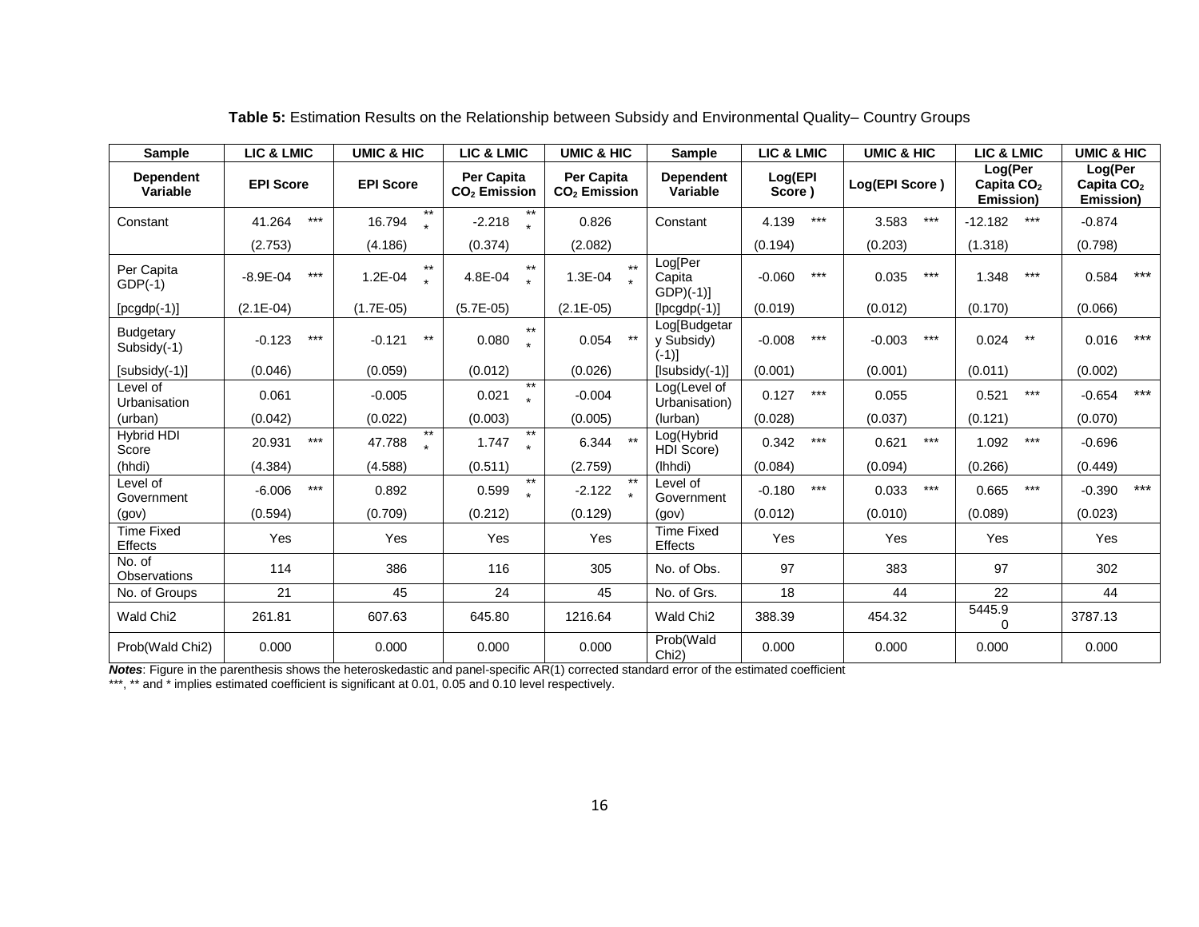**Table 5:** Estimation Results on the Relationship between Subsidy and Environmental Quality– Country Groups

| Sample | LIC & LMIC | UMIC & HIC | LIC & LMIC | UMIC & HIC | Sample | LIC & LMIC | UMIC & HIC | LIC & LMIC | UMIC & HIC |
|---|---|---|---|---|---|---|---|---|---|
| Dependent Variable | EPI Score | EPI Score | Per Capita $CO_2$ Emission | Per Capita $CO_2$ Emission | Dependent Variable | Log(EPI Score ) | Log(EPI Score ) | Log(Per Capita $CO_2$ Emission) | Log(Per Capita $CO_2$ Emission) |
| Constant | 41.264 *** | 16.794 *** | -2.218 *** | 0.826 | Constant | 4.139 *** | 3.583 *** | -12.182 *** | -0.874 |
| | (2.753) | (4.186) | (0.374) | (2.082) | | (0.194) | (0.203) | (1.318) | (0.798) |
| Per Capita GDP(-1) | -8.9E-04 *** | 1.2E-04 *** | 4.8E-04 *** | 1.3E-04 *** | Log[Per Capita GDP)(-1)] | -0.060 *** | 0.035 *** | 1.348 *** | 0.584 *** |
| [pcgdp(-1)] | (2.1E-04) | (1.7E-05) | (5.7E-05) | (2.1E-05) | [lpcgdp(-1)] | (0.019) | (0.012) | (0.170) | (0.066) |
| Budgetary Subsidy(-1) | -0.123 *** | -0.121 ** | 0.080 *** | 0.054 ** | Log[Budgetary Subsidy)(-1)] | -0.008 *** | -0.003 *** | 0.024 ** | 0.016 *** |
| [subsidy(-1)] | (0.046) | (0.059) | (0.012) | (0.026) | [lsubsidy(-1)] | (0.001) | (0.001) | (0.011) | (0.002) |
| Level of Urbanisation | 0.061 | -0.005 | 0.021 *** | -0.004 | Log(Level of Urbanisation) | 0.127 *** | 0.055 | 0.521 *** | -0.654 *** |
| (urban) | (0.042) | (0.022) | (0.003) | (0.005) | (lurban) | (0.028) | (0.037) | (0.121) | (0.070) |
| Hybrid HDI Score | 20.931 *** | 47.788 *** | 1.747 *** | 6.344 ** | Log(Hybrid HDI Score) | 0.342 *** | 0.621 *** | 1.092 *** | -0.696 |
| (hhdi) | (4.384) | (4.588) | (0.511) | (2.759) | (lhhdi) | (0.084) | (0.094) | (0.266) | (0.449) |
| Level of Government | -6.006 *** | 0.892 | 0.599 *** | -2.122 *** | Level of Government | -0.180 *** | 0.033 *** | 0.665 *** | -0.390 *** |
| (gov) | (0.594) | (0.709) | (0.212) | (0.129) | (gov) | (0.012) | (0.010) | (0.089) | (0.023) |
| Time Fixed Effects | Yes | Yes | Yes | Yes | Time Fixed Effects | Yes | Yes | Yes | Yes |
| No. of Observations | 114 | 386 | 116 | 305 | No. of Obs. | 97 | 383 | 97 | 302 |
| No. of Groups | 21 | 45 | 24 | 45 | No. of Grs. | 18 | 44 | 22 | 44 |
| Wald Chi2 | 261.81 | 607.63 | 645.80 | 1216.64 | Wald Chi2 | 388.39 | 454.32 | 5445.90 | 3787.13 |
| Prob(Wald Chi2) | 0.000 | 0.000 | 0.000 | 0.000 | Prob(Wald Chi2) | 0.000 | 0.000 | 0.000 | 0.000 |

***Notes***: Figure in the parenthesis shows the heteroskedastic and panel-specific AR(1) corrected standard error of the estimated coefficient
***, ** and * implies estimated coefficient is significant at 0.01, 0.05 and 0.10 level respectively.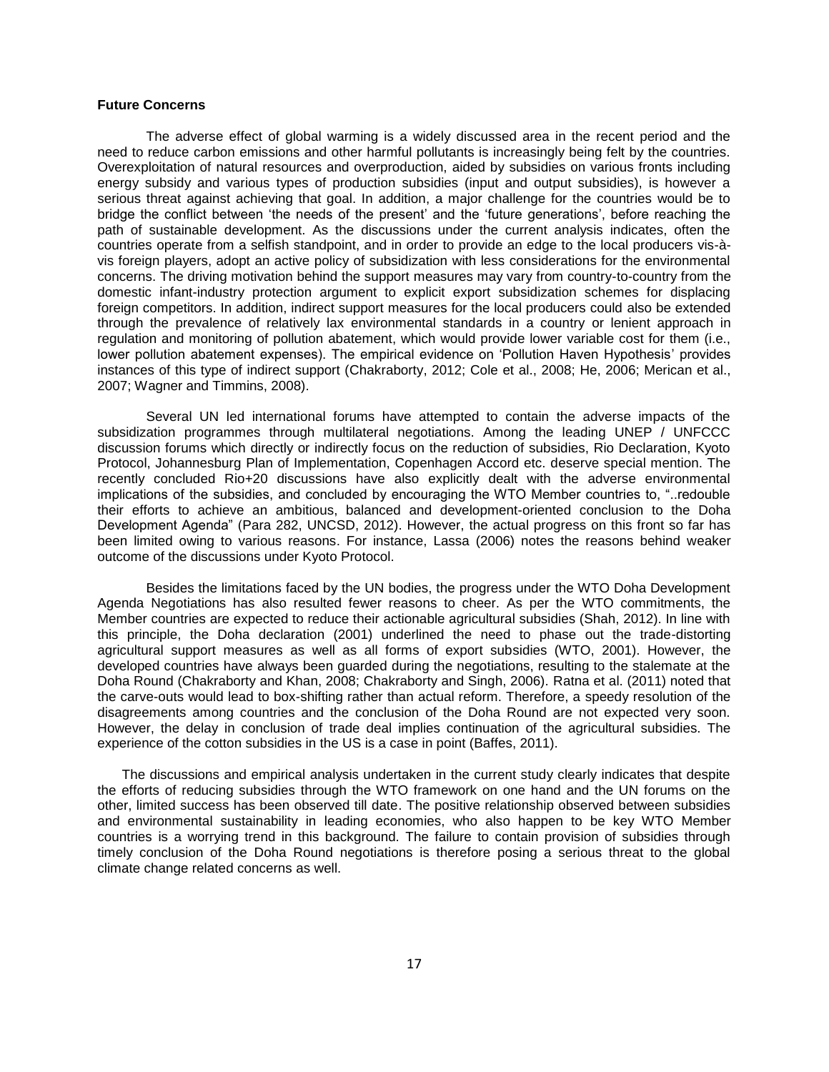**Future Concerns**

The adverse effect of global warming is a widely discussed area in the recent period and the need to reduce carbon emissions and other harmful pollutants is increasingly being felt by the countries. Overexploitation of natural resources and overproduction, aided by subsidies on various fronts including energy subsidy and various types of production subsidies (input and output subsidies), is however a serious threat against achieving that goal. In addition, a major challenge for the countries would be to bridge the conflict between 'the needs of the present' and the 'future generations', before reaching the path of sustainable development. As the discussions under the current analysis indicates, often the countries operate from a selfish standpoint, and in order to provide an edge to the local producers vis-à-vis foreign players, adopt an active policy of subsidization with less considerations for the environmental concerns. The driving motivation behind the support measures may vary from country-to-country from the domestic infant-industry protection argument to explicit export subsidization schemes for displacing foreign competitors. In addition, indirect support measures for the local producers could also be extended through the prevalence of relatively lax environmental standards in a country or lenient approach in regulation and monitoring of pollution abatement, which would provide lower variable cost for them (i.e., lower pollution abatement expenses). The empirical evidence on 'Pollution Haven Hypothesis' provides instances of this type of indirect support (Chakraborty, 2012; Cole et al., 2008; He, 2006; Merican et al., 2007; Wagner and Timmins, 2008).

Several UN led international forums have attempted to contain the adverse impacts of the subsidization programmes through multilateral negotiations. Among the leading UNEP / UNFCCC discussion forums which directly or indirectly focus on the reduction of subsidies, Rio Declaration, Kyoto Protocol, Johannesburg Plan of Implementation, Copenhagen Accord etc. deserve special mention. The recently concluded Rio+20 discussions have also explicitly dealt with the adverse environmental implications of the subsidies, and concluded by encouraging the WTO Member countries to, "..redouble their efforts to achieve an ambitious, balanced and development-oriented conclusion to the Doha Development Agenda" (Para 282, UNCSD, 2012). However, the actual progress on this front so far has been limited owing to various reasons. For instance, Lassa (2006) notes the reasons behind weaker outcome of the discussions under Kyoto Protocol.

Besides the limitations faced by the UN bodies, the progress under the WTO Doha Development Agenda Negotiations has also resulted fewer reasons to cheer. As per the WTO commitments, the Member countries are expected to reduce their actionable agricultural subsidies (Shah, 2012). In line with this principle, the Doha declaration (2001) underlined the need to phase out the trade-distorting agricultural support measures as well as all forms of export subsidies (WTO, 2001). However, the developed countries have always been guarded during the negotiations, resulting to the stalemate at the Doha Round (Chakraborty and Khan, 2008; Chakraborty and Singh, 2006). Ratna et al. (2011) noted that the carve-outs would lead to box-shifting rather than actual reform. Therefore, a speedy resolution of the disagreements among countries and the conclusion of the Doha Round are not expected very soon. However, the delay in conclusion of trade deal implies continuation of the agricultural subsidies. The experience of the cotton subsidies in the US is a case in point (Baffes, 2011).

The discussions and empirical analysis undertaken in the current study clearly indicates that despite the efforts of reducing subsidies through the WTO framework on one hand and the UN forums on the other, limited success has been observed till date. The positive relationship observed between subsidies and environmental sustainability in leading economies, who also happen to be key WTO Member countries is a worrying trend in this background. The failure to contain provision of subsidies through timely conclusion of the Doha Round negotiations is therefore posing a serious threat to the global climate change related concerns as well.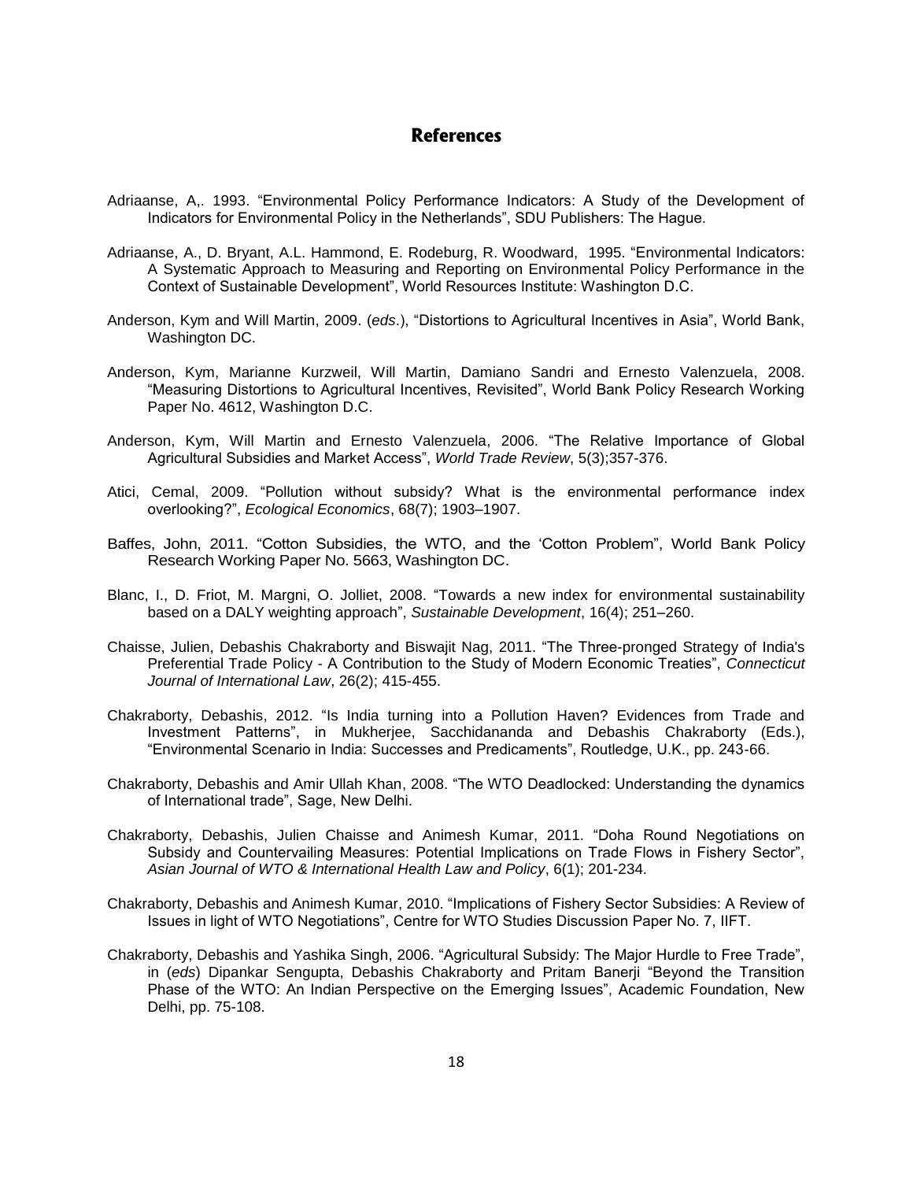# References

Adriaanse, A,. 1993. "Environmental Policy Performance Indicators: A Study of the Development of Indicators for Environmental Policy in the Netherlands", SDU Publishers: The Hague.

Adriaanse, A., D. Bryant, A.L. Hammond, E. Rodeburg, R. Woodward, 1995. "Environmental Indicators: A Systematic Approach to Measuring and Reporting on Environmental Policy Performance in the Context of Sustainable Development", World Resources Institute: Washington D.C.

Anderson, Kym and Will Martin, 2009. (*eds*.), "Distortions to Agricultural Incentives in Asia", World Bank, Washington DC.

Anderson, Kym, Marianne Kurzweil, Will Martin, Damiano Sandri and Ernesto Valenzuela, 2008. "Measuring Distortions to Agricultural Incentives, Revisited", World Bank Policy Research Working Paper No. 4612, Washington D.C.

Anderson, Kym, Will Martin and Ernesto Valenzuela, 2006. "The Relative Importance of Global Agricultural Subsidies and Market Access", *World Trade Review*, 5(3);357-376.

Atici, Cemal, 2009. "Pollution without subsidy? What is the environmental performance index overlooking?", *Ecological Economics*, 68(7); 1903–1907.

Baffes, John, 2011. "Cotton Subsidies, the WTO, and the 'Cotton Problem", World Bank Policy Research Working Paper No. 5663, Washington DC.

Blanc, I., D. Friot, M. Margni, O. Jolliet, 2008. "Towards a new index for environmental sustainability based on a DALY weighting approach", *Sustainable Development*, 16(4); 251–260.

Chaisse, Julien, Debashis Chakraborty and Biswajit Nag, 2011. "The Three-pronged Strategy of India's Preferential Trade Policy - A Contribution to the Study of Modern Economic Treaties", *Connecticut Journal of International Law*, 26(2); 415-455.

Chakraborty, Debashis, 2012. "Is India turning into a Pollution Haven? Evidences from Trade and Investment Patterns", in Mukherjee, Sacchidananda and Debashis Chakraborty (Eds.), "Environmental Scenario in India: Successes and Predicaments", Routledge, U.K., pp. 243-66.

Chakraborty, Debashis and Amir Ullah Khan, 2008. "The WTO Deadlocked: Understanding the dynamics of International trade", Sage, New Delhi.

Chakraborty, Debashis, Julien Chaisse and Animesh Kumar, 2011. "Doha Round Negotiations on Subsidy and Countervailing Measures: Potential Implications on Trade Flows in Fishery Sector", *Asian Journal of WTO & International Health Law and Policy*, 6(1); 201-234.

Chakraborty, Debashis and Animesh Kumar, 2010. "Implications of Fishery Sector Subsidies: A Review of Issues in light of WTO Negotiations", Centre for WTO Studies Discussion Paper No. 7, IIFT.

Chakraborty, Debashis and Yashika Singh, 2006. "Agricultural Subsidy: The Major Hurdle to Free Trade", in (*eds*) Dipankar Sengupta, Debashis Chakraborty and Pritam Banerji "Beyond the Transition Phase of the WTO: An Indian Perspective on the Emerging Issues", Academic Foundation, New Delhi, pp. 75-108.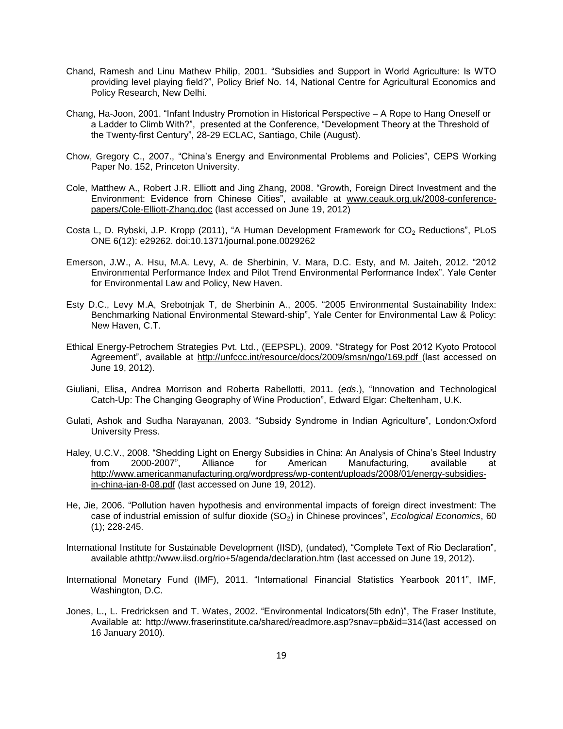Chand, Ramesh and Linu Mathew Philip, 2001. "Subsidies and Support in World Agriculture: Is WTO providing level playing field?", Policy Brief No. 14, National Centre for Agricultural Economics and Policy Research, New Delhi.

Chang, Ha-Joon, 2001. "Infant Industry Promotion in Historical Perspective – A Rope to Hang Oneself or a Ladder to Climb With?", presented at the Conference, "Development Theory at the Threshold of the Twenty-first Century", 28-29 ECLAC, Santiago, Chile (August).

Chow, Gregory C., 2007., "China's Energy and Environmental Problems and Policies", CEPS Working Paper No. 152, Princeton University.

Cole, Matthew A., Robert J.R. Elliott and Jing Zhang, 2008. "Growth, Foreign Direct Investment and the Environment: Evidence from Chinese Cities", available at www.ceauk.org.uk/2008-conference-papers/Cole-Elliott-Zhang.doc (last accessed on June 19, 2012)

Costa L, D. Rybski, J.P. Kropp (2011), "A Human Development Framework for $CO_2$ Reductions", PLoS ONE 6(12): e29262. doi:10.1371/journal.pone.0029262

Emerson, J.W., A. Hsu, M.A. Levy, A. de Sherbinin, V. Mara, D.C. Esty, and M. Jaiteh, 2012. "2012 Environmental Performance Index and Pilot Trend Environmental Performance Index". Yale Center for Environmental Law and Policy, New Haven.

Esty D.C., Levy M.A, Srebotnjak T, de Sherbinin A., 2005. "2005 Environmental Sustainability Index: Benchmarking National Environmental Steward-ship", Yale Center for Environmental Law & Policy: New Haven, C.T.

Ethical Energy-Petrochem Strategies Pvt. Ltd., (EEPSPL), 2009. "Strategy for Post 2012 Kyoto Protocol Agreement", available at http://unfccc.int/resource/docs/2009/smsn/ngo/169.pdf (last accessed on June 19, 2012).

Giuliani, Elisa, Andrea Morrison and Roberta Rabellotti, 2011. (*eds*.), "Innovation and Technological Catch-Up: The Changing Geography of Wine Production", Edward Elgar: Cheltenham, U.K.

Gulati, Ashok and Sudha Narayanan, 2003. "Subsidy Syndrome in Indian Agriculture", London:Oxford University Press.

Haley, U.C.V., 2008. "Shedding Light on Energy Subsidies in China: An Analysis of China's Steel Industry from 2000-2007", Alliance for American Manufacturing, available at http://www.americanmanufacturing.org/wordpress/wp-content/uploads/2008/01/energy-subsidies-in-china-jan-8-08.pdf (last accessed on June 19, 2012).

He, Jie, 2006. "Pollution haven hypothesis and environmental impacts of foreign direct investment: The case of industrial emission of sulfur dioxide ($SO_2$) in Chinese provinces", *Ecological Economics*, 60 (1); 228-245.

International Institute for Sustainable Development (IISD), (undated), "Complete Text of Rio Declaration", available athttp://www.iisd.org/rio+5/agenda/declaration.htm (last accessed on June 19, 2012).

International Monetary Fund (IMF), 2011. "International Financial Statistics Yearbook 2011", IMF, Washington, D.C.

Jones, L., L. Fredricksen and T. Wates, 2002. "Environmental Indicators(5th edn)", The Fraser Institute, Available at: http://www.fraserinstitute.ca/shared/readmore.asp?snav=pb&id=314(last accessed on 16 January 2010).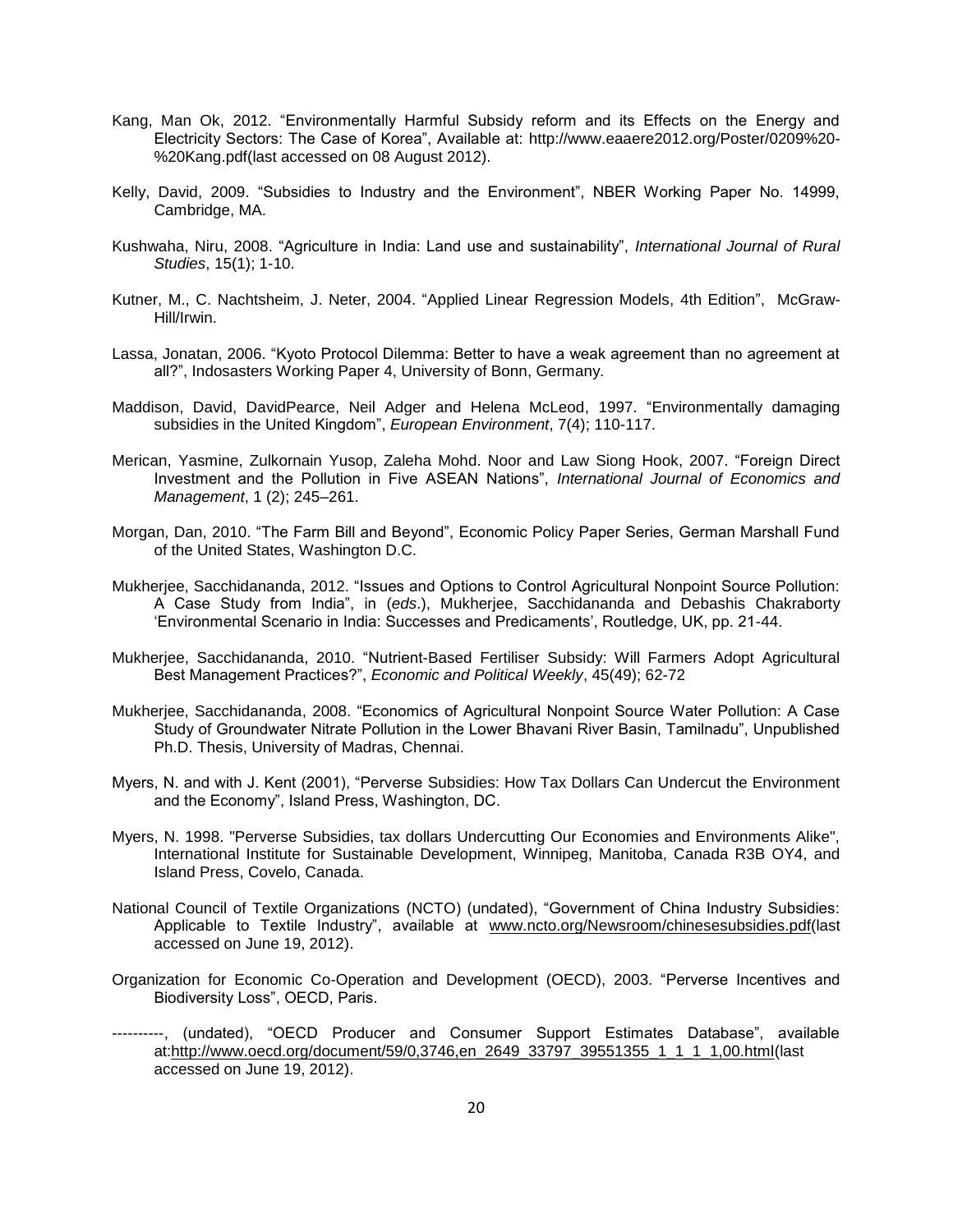Kang, Man Ok, 2012. "Environmentally Harmful Subsidy reform and its Effects on the Energy and Electricity Sectors: The Case of Korea", Available at: http://www.eaaere2012.org/Poster/0209%20-%20Kang.pdf(last accessed on 08 August 2012).

Kelly, David, 2009. "Subsidies to Industry and the Environment", NBER Working Paper No. 14999, Cambridge, MA.

Kushwaha, Niru, 2008. "Agriculture in India: Land use and sustainability", *International Journal of Rural Studies*, 15(1); 1-10.

Kutner, M., C. Nachtsheim, J. Neter, 2004. "Applied Linear Regression Models, 4th Edition", McGraw-Hill/Irwin.

Lassa, Jonatan, 2006. "Kyoto Protocol Dilemma: Better to have a weak agreement than no agreement at all?", Indosasters Working Paper 4, University of Bonn, Germany.

Maddison, David, DavidPearce, Neil Adger and Helena McLeod, 1997. "Environmentally damaging subsidies in the United Kingdom", *European Environment*, 7(4); 110-117.

Merican, Yasmine, Zulkornain Yusop, Zaleha Mohd. Noor and Law Siong Hook, 2007. "Foreign Direct Investment and the Pollution in Five ASEAN Nations", *International Journal of Economics and Management*, 1 (2); 245–261.

Morgan, Dan, 2010. "The Farm Bill and Beyond", Economic Policy Paper Series, German Marshall Fund of the United States, Washington D.C.

Mukherjee, Sacchidananda, 2012. "Issues and Options to Control Agricultural Nonpoint Source Pollution: A Case Study from India", in (*eds*.), Mukherjee, Sacchidananda and Debashis Chakraborty 'Environmental Scenario in India: Successes and Predicaments', Routledge, UK, pp. 21-44.

Mukherjee, Sacchidananda, 2010. "Nutrient-Based Fertiliser Subsidy: Will Farmers Adopt Agricultural Best Management Practices?", *Economic and Political Weekly*, 45(49); 62-72

Mukherjee, Sacchidananda, 2008. "Economics of Agricultural Nonpoint Source Water Pollution: A Case Study of Groundwater Nitrate Pollution in the Lower Bhavani River Basin, Tamilnadu", Unpublished Ph.D. Thesis, University of Madras, Chennai.

Myers, N. and with J. Kent (2001), "Perverse Subsidies: How Tax Dollars Can Undercut the Environment and the Economy", Island Press, Washington, DC.

Myers, N. 1998. "Perverse Subsidies, tax dollars Undercutting Our Economies and Environments Alike", International Institute for Sustainable Development, Winnipeg, Manitoba, Canada R3B OY4, and Island Press, Covelo, Canada.

National Council of Textile Organizations (NCTO) (undated), "Government of China Industry Subsidies: Applicable to Textile Industry", available at www.ncto.org/Newsroom/chinesesubsidies.pdf(last accessed on June 19, 2012).

Organization for Economic Co-Operation and Development (OECD), 2003. "Perverse Incentives and Biodiversity Loss", OECD, Paris.

----------, (undated), "OECD Producer and Consumer Support Estimates Database", available at:http://www.oecd.org/document/59/0,3746,en_2649_33797_39551355_1_1_1_1,00.html(last accessed on June 19, 2012).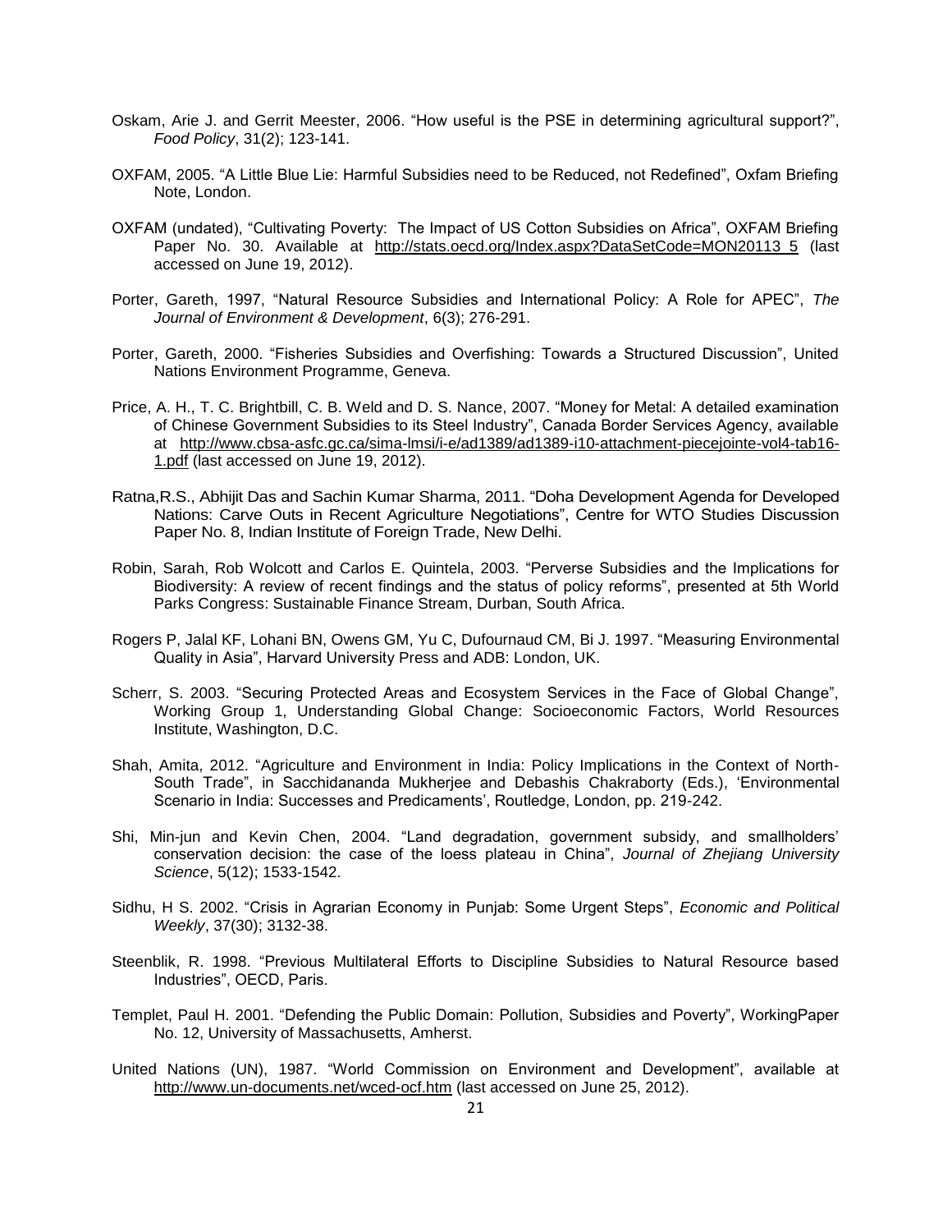Oskam, Arie J. and Gerrit Meester, 2006. "How useful is the PSE in determining agricultural support?", *Food Policy*, 31(2); 123-141.

OXFAM, 2005. "A Little Blue Lie: Harmful Subsidies need to be Reduced, not Redefined", Oxfam Briefing Note, London.

OXFAM (undated), "Cultivating Poverty: The Impact of US Cotton Subsidies on Africa", OXFAM Briefing Paper No. 30. Available at http://stats.oecd.org/Index.aspx?DataSetCode=MON20113_5 (last accessed on June 19, 2012).

Porter, Gareth, 1997, "Natural Resource Subsidies and International Policy: A Role for APEC", *The Journal of Environment & Development*, 6(3); 276-291.

Porter, Gareth, 2000. "Fisheries Subsidies and Overfishing: Towards a Structured Discussion", United Nations Environment Programme, Geneva.

Price, A. H., T. C. Brightbill, C. B. Weld and D. S. Nance, 2007. "Money for Metal: A detailed examination of Chinese Government Subsidies to its Steel Industry", Canada Border Services Agency, available at http://www.cbsa-asfc.gc.ca/sima-lmsi/i-e/ad1389/ad1389-i10-attachment-piecejointe-vol4-tab16-1.pdf (last accessed on June 19, 2012).

Ratna,R.S., Abhijit Das and Sachin Kumar Sharma, 2011. "Doha Development Agenda for Developed Nations: Carve Outs in Recent Agriculture Negotiations", Centre for WTO Studies Discussion Paper No. 8, Indian Institute of Foreign Trade, New Delhi.

Robin, Sarah, Rob Wolcott and Carlos E. Quintela, 2003. "Perverse Subsidies and the Implications for Biodiversity: A review of recent findings and the status of policy reforms", presented at 5th World Parks Congress: Sustainable Finance Stream, Durban, South Africa.

Rogers P, Jalal KF, Lohani BN, Owens GM, Yu C, Dufournaud CM, Bi J. 1997. "Measuring Environmental Quality in Asia", Harvard University Press and ADB: London, UK.

Scherr, S. 2003. "Securing Protected Areas and Ecosystem Services in the Face of Global Change", Working Group 1, Understanding Global Change: Socioeconomic Factors, World Resources Institute, Washington, D.C.

Shah, Amita, 2012. "Agriculture and Environment in India: Policy Implications in the Context of North-South Trade", in Sacchidananda Mukherjee and Debashis Chakraborty (Eds.), 'Environmental Scenario in India: Successes and Predicaments', Routledge, London, pp. 219-242.

Shi, Min-jun and Kevin Chen, 2004. "Land degradation, government subsidy, and smallholders' conservation decision: the case of the loess plateau in China", *Journal of Zhejiang University Science*, 5(12); 1533-1542.

Sidhu, H S. 2002. "Crisis in Agrarian Economy in Punjab: Some Urgent Steps", *Economic and Political Weekly*, 37(30); 3132-38.

Steenblik, R. 1998. "Previous Multilateral Efforts to Discipline Subsidies to Natural Resource based Industries", OECD, Paris.

Templet, Paul H. 2001. "Defending the Public Domain: Pollution, Subsidies and Poverty", WorkingPaper No. 12, University of Massachusetts, Amherst.

United Nations (UN), 1987. "World Commission on Environment and Development", available at http://www.un-documents.net/wced-ocf.htm (last accessed on June 25, 2012).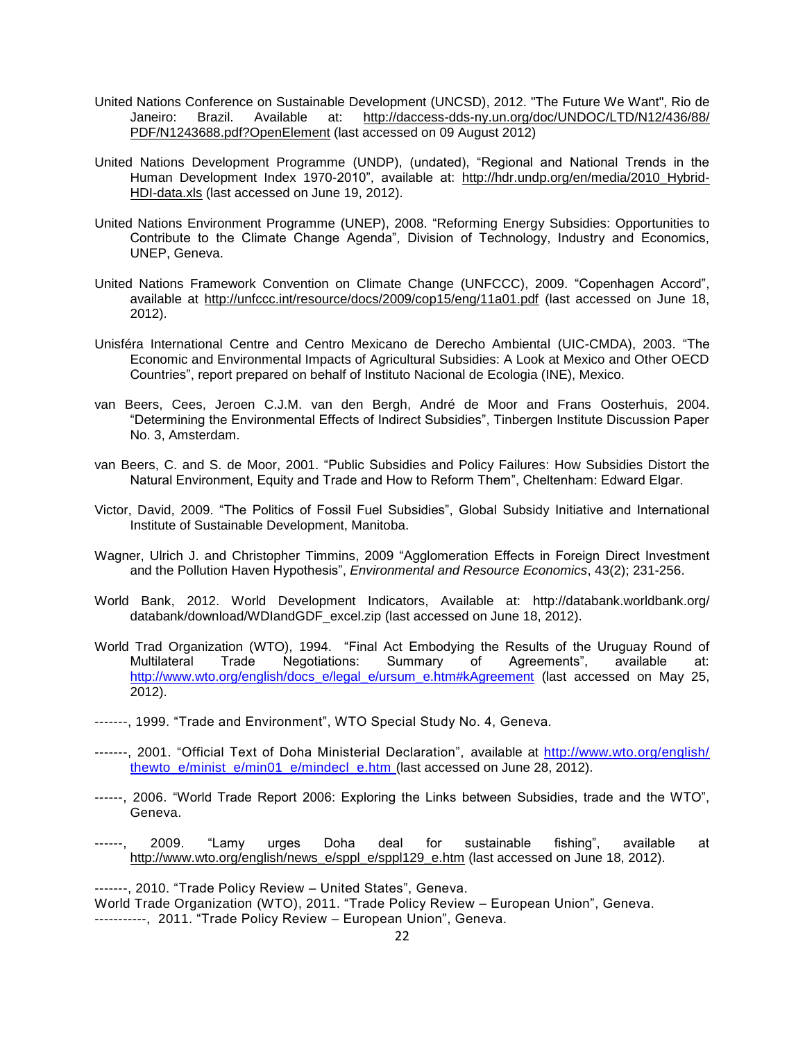United Nations Conference on Sustainable Development (UNCSD), 2012. "The Future We Want", Rio de Janeiro: Brazil. Available at: http://daccess-dds-ny.un.org/doc/UNDOC/LTD/N12/436/88/PDF/N1243688.pdf?OpenElement (last accessed on 09 August 2012)

United Nations Development Programme (UNDP), (undated), "Regional and National Trends in the Human Development Index 1970-2010", available at: http://hdr.undp.org/en/media/2010_Hybrid-HDI-data.xls (last accessed on June 19, 2012).

United Nations Environment Programme (UNEP), 2008. "Reforming Energy Subsidies: Opportunities to Contribute to the Climate Change Agenda", Division of Technology, Industry and Economics, UNEP, Geneva.

United Nations Framework Convention on Climate Change (UNFCCC), 2009. "Copenhagen Accord", available at http://unfccc.int/resource/docs/2009/cop15/eng/11a01.pdf (last accessed on June 18, 2012).

Unisféra International Centre and Centro Mexicano de Derecho Ambiental (UIC-CMDA), 2003. "The Economic and Environmental Impacts of Agricultural Subsidies: A Look at Mexico and Other OECD Countries", report prepared on behalf of Instituto Nacional de Ecologia (INE), Mexico.

van Beers, Cees, Jeroen C.J.M. van den Bergh, André de Moor and Frans Oosterhuis, 2004. "Determining the Environmental Effects of Indirect Subsidies", Tinbergen Institute Discussion Paper No. 3, Amsterdam.

van Beers, C. and S. de Moor, 2001. "Public Subsidies and Policy Failures: How Subsidies Distort the Natural Environment, Equity and Trade and How to Reform Them", Cheltenham: Edward Elgar.

Victor, David, 2009. "The Politics of Fossil Fuel Subsidies", Global Subsidy Initiative and International Institute of Sustainable Development, Manitoba.

Wagner, Ulrich J. and Christopher Timmins, 2009 "Agglomeration Effects in Foreign Direct Investment and the Pollution Haven Hypothesis", *Environmental and Resource Economics*, 43(2); 231-256.

World Bank, 2012. World Development Indicators, Available at: http://databank.worldbank.org/databank/download/WDIandGDF_excel.zip (last accessed on June 18, 2012).

World Trad Organization (WTO), 1994. "Final Act Embodying the Results of the Uruguay Round of Multilateral Trade Negotiations: Summary of Agreements", available at: http://www.wto.org/english/docs_e/legal_e/ursum_e.htm#kAgreement (last accessed on May 25, 2012).

-------, 1999. "Trade and Environment", WTO Special Study No. 4, Geneva.

-------, 2001. "Official Text of Doha Ministerial Declaration", available at http://www.wto.org/english/thewto_e/minist_e/min01_e/mindecl_e.htm (last accessed on June 28, 2012).

------, 2006. "World Trade Report 2006: Exploring the Links between Subsidies, trade and the WTO", Geneva.

------, 2009. "Lamy urges Doha deal for sustainable fishing", available at http://www.wto.org/english/news_e/sppl_e/sppl129_e.htm (last accessed on June 18, 2012).

-------, 2010. "Trade Policy Review – United States", Geneva.

World Trade Organization (WTO), 2011. "Trade Policy Review – European Union", Geneva.

-----------, 2011. "Trade Policy Review – European Union", Geneva.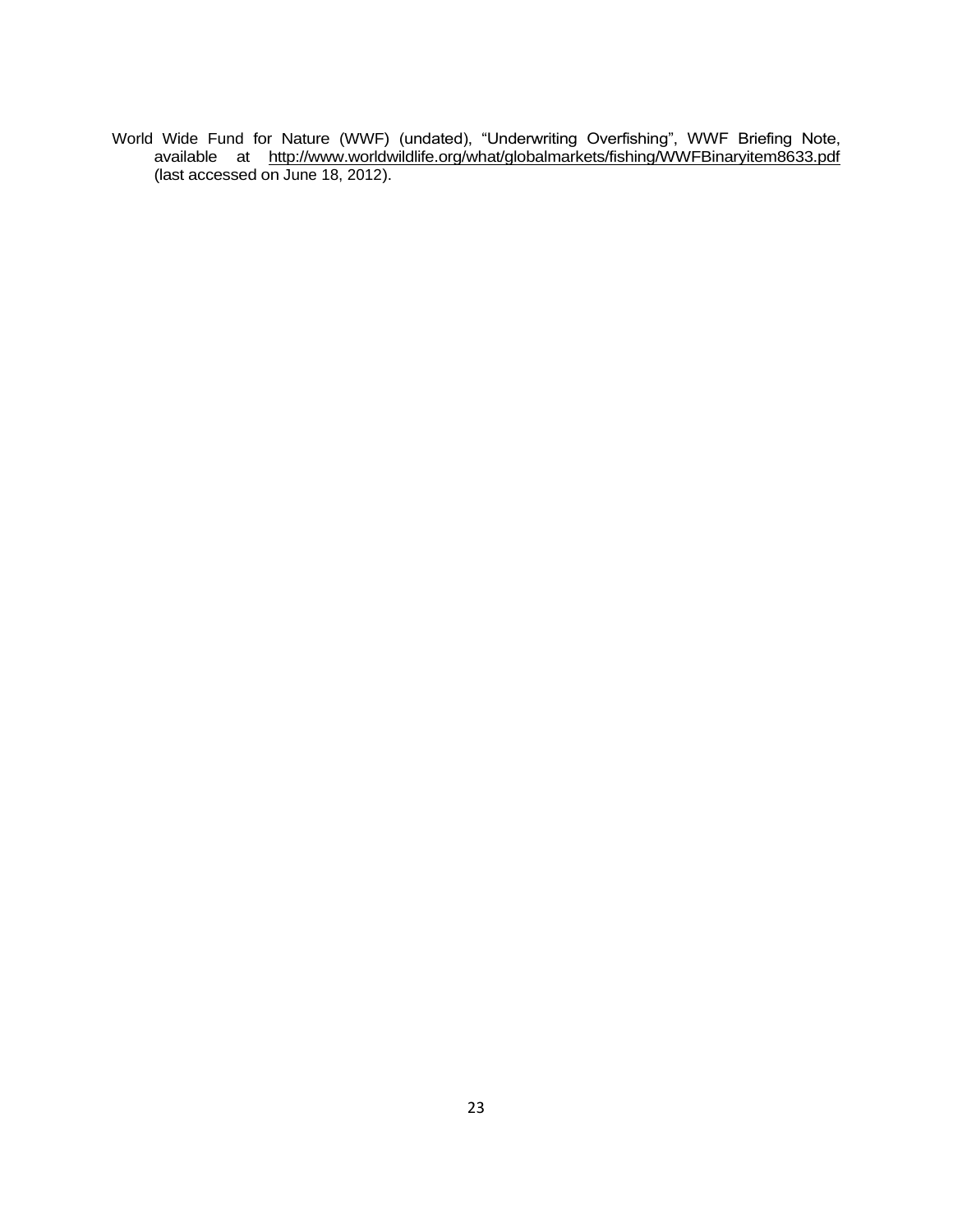World Wide Fund for Nature (WWF) (undated), "Underwriting Overfishing", WWF Briefing Note, available at http://www.worldwildlife.org/what/globalmarkets/fishing/WWFBinaryitem8633.pdf (last accessed on June 18, 2012).